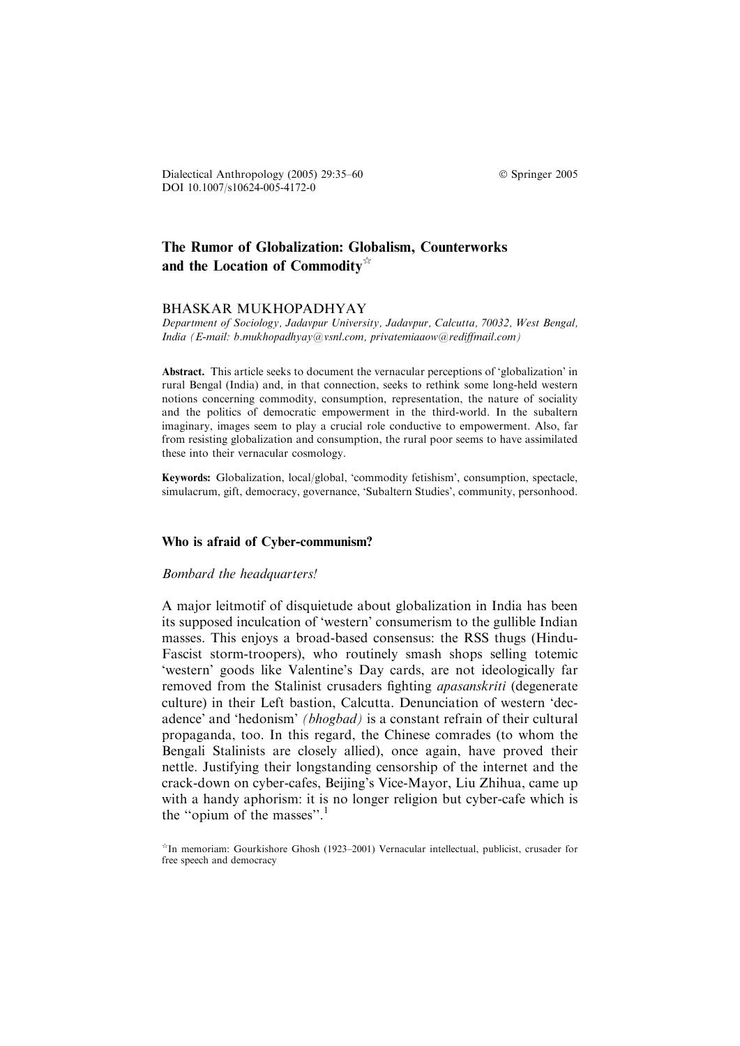# The Rumor of Globalization: Globalism, Counterworks and the Location of Commodity[☆]

BHASKAR MUKHOPADHYAY

*Department of Sociology, Jadavpur University, Jadavpur, Calcutta, 70032, West Bengal, India (E-mail: b.mukhopadhyay@vsnl.com, privatemiaaow@rediffmail.com)*

**Abstract.** This article seeks to document the vernacular perceptions of 'globalization' in rural Bengal (India) and, in that connection, seeks to rethink some long-held western notions concerning commodity, consumption, representation, the nature of sociality and the politics of democratic empowerment in the third-world. In the subaltern imaginary, images seem to play a crucial role conductive to empowerment. Also, far from resisting globalization and consumption, the rural poor seems to have assimilated these into their vernacular cosmology.

**Keywords:** Globalization, local/global, 'commodity fetishism', consumption, spectacle, simulacrum, gift, democracy, governance, 'Subaltern Studies', community, personhood.

## Who is afraid of Cyber-communism?

*Bombard the headquarters!*

A major leitmotif of disquietude about globalization in India has been its supposed inculcation of 'western' consumerism to the gullible Indian masses. This enjoys a broad-based consensus: the RSS thugs (Hindu-Fascist storm-troopers), who routinely smash shops selling totemic 'western' goods like Valentine's Day cards, are not ideologically far removed from the Stalinist crusaders fighting *apasanskriti* (degenerate culture) in their Left bastion, Calcutta. Denunciation of western 'decadence' and 'hedonism' *(bhogbad)* is a constant refrain of their cultural propaganda, too. In this regard, the Chinese comrades (to whom the Bengali Stalinists are closely allied), once again, have proved their nettle. Justifying their longstanding censorship of the internet and the crack-down on cyber-cafes, Beijing's Vice-Mayor, Liu Zhihua, came up with a handy aphorism: it is no longer religion but cyber-cafe which is the "opium of the masses".[1]

[☆]In memoriam: Gourkishore Ghosh (1923–2001) Vernacular intellectual, publicist, crusader for free speech and democracy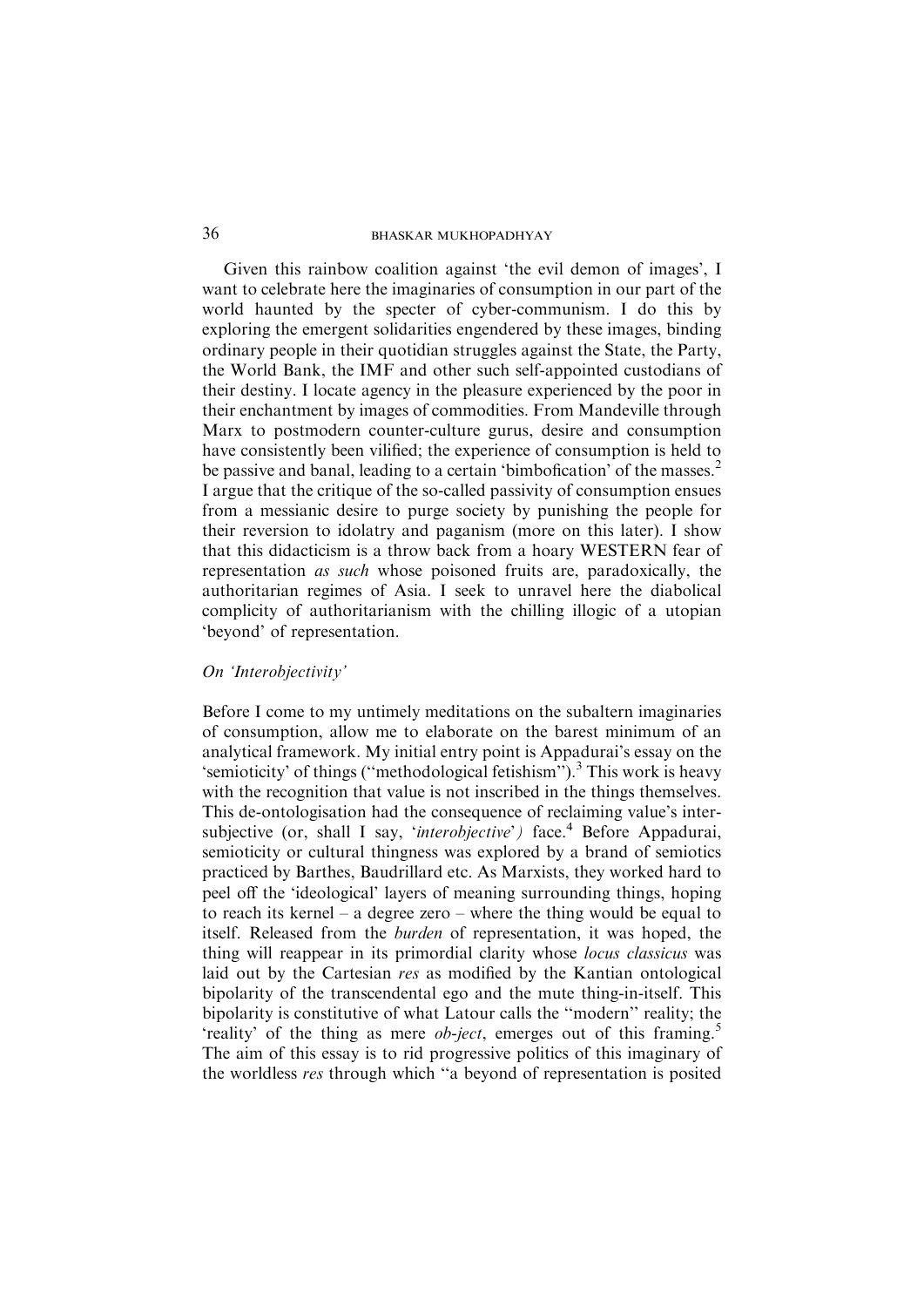Given this rainbow coalition against 'the evil demon of images', I want to celebrate here the imaginaries of consumption in our part of the world haunted by the specter of cyber-communism. I do this by exploring the emergent solidarities engendered by these images, binding ordinary people in their quotidian struggles against the State, the Party, the World Bank, the IMF and other such self-appointed custodians of their destiny. I locate agency in the pleasure experienced by the poor in their enchantment by images of commodities. From Mandeville through Marx to postmodern counter-culture gurus, desire and consumption have consistently been vilified; the experience of consumption is held to be passive and banal, leading to a certain 'bimbofication' of the masses.[2] I argue that the critique of the so-called passivity of consumption ensues from a messianic desire to purge society by punishing the people for their reversion to idolatry and paganism (more on this later). I show that this didacticism is a throw back from a hoary WESTERN fear of representation *as such* whose poisoned fruits are, paradoxically, the authoritarian regimes of Asia. I seek to unravel here the diabolical complicity of authoritarianism with the chilling illogic of a utopian 'beyond' of representation.

## *On 'Interobjectivity'*

Before I come to my untimely meditations on the subaltern imaginaries of consumption, allow me to elaborate on the barest minimum of an analytical framework. My initial entry point is Appadurai's essay on the 'semioticity' of things ("methodological fetishism").[3] This work is heavy with the recognition that value is not inscribed in the things themselves. This de-ontologisation had the consequence of reclaiming value's intersubjective (or, shall I say, '*interobjective*') face.[4] Before Appadurai, semioticity or cultural thingness was explored by a brand of semiotics practiced by Barthes, Baudrillard etc. As Marxists, they worked hard to peel off the 'ideological' layers of meaning surrounding things, hoping to reach its kernel – a degree zero – where the thing would be equal to itself. Released from the *burden* of representation, it was hoped, the thing will reappear in its primordial clarity whose *locus classicus* was laid out by the Cartesian *res* as modified by the Kantian ontological bipolarity of the transcendental ego and the mute thing-in-itself. This bipolarity is constitutive of what Latour calls the "modern" reality; the 'reality' of the thing as mere *ob-ject*, emerges out of this framing.[5] The aim of this essay is to rid progressive politics of this imaginary of the worldless *res* through which "a beyond of representation is posited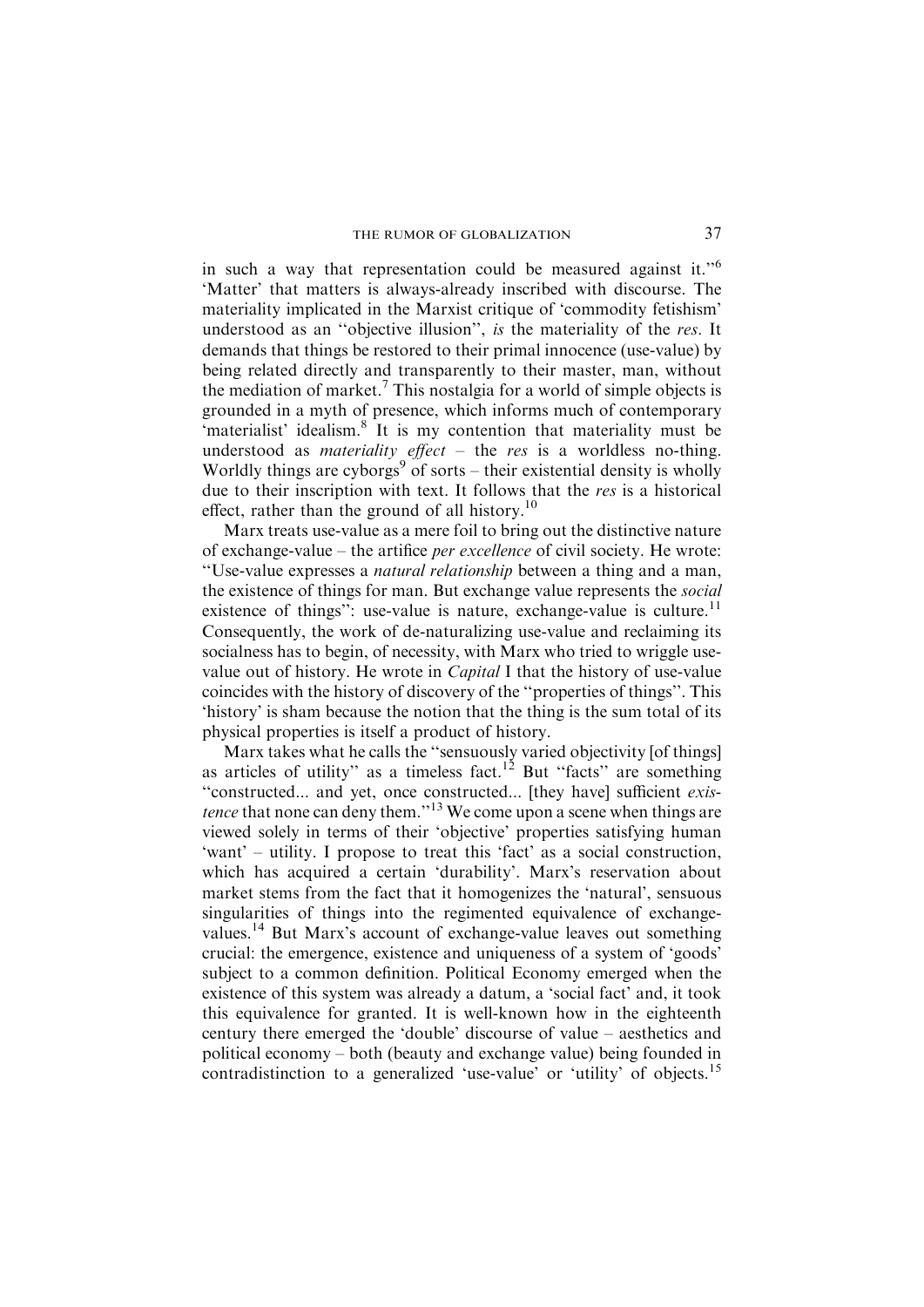in such a way that representation could be measured against it."[6] 'Matter' that matters is always-already inscribed with discourse. The materiality implicated in the Marxist critique of 'commodity fetishism' understood as an "objective illusion", *is* the materiality of the *res*. It demands that things be restored to their primal innocence (use-value) by being related directly and transparently to their master, man, without the mediation of market.[7] This nostalgia for a world of simple objects is grounded in a myth of presence, which informs much of contemporary 'materialist' idealism.[8] It is my contention that materiality must be understood as *materiality effect* – the *res* is a worldless no-thing. Worldly things are cyborgs[9] of sorts – their existential density is wholly due to their inscription with text. It follows that the *res* is a historical effect, rather than the ground of all history.[10]

Marx treats use-value as a mere foil to bring out the distinctive nature of exchange-value – the artifice *per excellence* of civil society. He wrote: "Use-value expresses a *natural relationship* between a thing and a man, the existence of things for man. But exchange value represents the *social* existence of things": use-value is nature, exchange-value is culture.[11] Consequently, the work of de-naturalizing use-value and reclaiming its socialness has to begin, of necessity, with Marx who tried to wriggle use-value out of history. He wrote in *Capital* I that the history of use-value coincides with the history of discovery of the "properties of things". This 'history' is sham because the notion that the thing is the sum total of its physical properties is itself a product of history.

Marx takes what he calls the "sensuously varied objectivity [of things] as articles of utility" as a timeless fact.[12] But "facts" are something "constructed... and yet, once constructed... [they have] sufficient *existence* that none can deny them."[13] We come upon a scene when things are viewed solely in terms of their 'objective' properties satisfying human 'want' – utility. I propose to treat this 'fact' as a social construction, which has acquired a certain 'durability'. Marx's reservation about market stems from the fact that it homogenizes the 'natural', sensuous singularities of things into the regimented equivalence of exchange-values.[14] But Marx's account of exchange-value leaves out something crucial: the emergence, existence and uniqueness of a system of 'goods' subject to a common definition. Political Economy emerged when the existence of this system was already a datum, a 'social fact' and, it took this equivalence for granted. It is well-known how in the eighteenth century there emerged the 'double' discourse of value – aesthetics and political economy – both (beauty and exchange value) being founded in contradistinction to a generalized 'use-value' or 'utility' of objects.[15]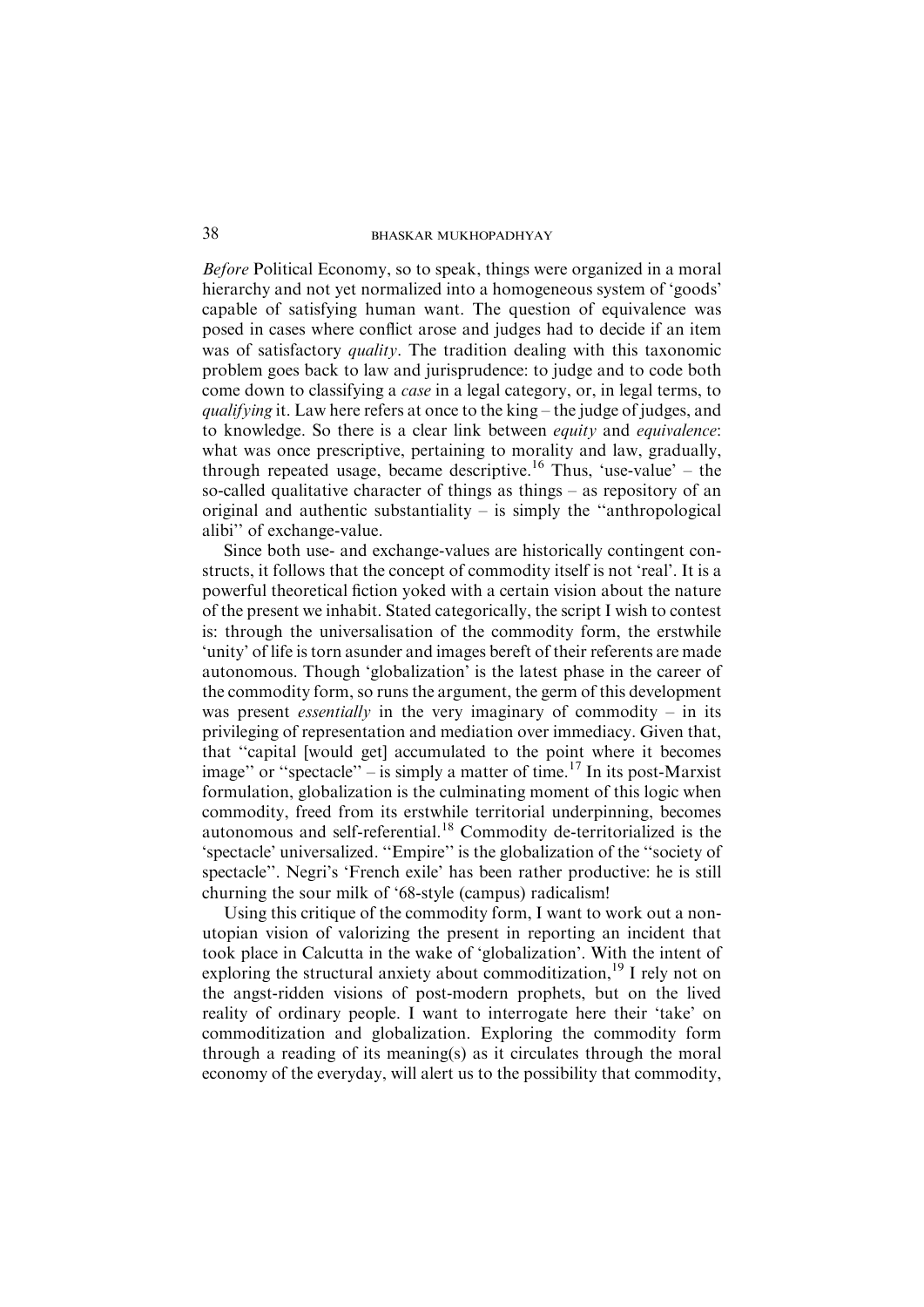*Before* Political Economy, so to speak, things were organized in a moral hierarchy and not yet normalized into a homogeneous system of 'goods' capable of satisfying human want. The question of equivalence was posed in cases where conflict arose and judges had to decide if an item was of satisfactory *quality*. The tradition dealing with this taxonomic problem goes back to law and jurisprudence: to judge and to code both come down to classifying a *case* in a legal category, or, in legal terms, to *qualifying* it. Law here refers at once to the king – the judge of judges, and to knowledge. So there is a clear link between *equity* and *equivalence*: what was once prescriptive, pertaining to morality and law, gradually, through repeated usage, became descriptive.[16] Thus, 'use-value' – the so-called qualitative character of things as things – as repository of an original and authentic substantiality – is simply the ''anthropological alibi'' of exchange-value.

Since both use- and exchange-values are historically contingent constructs, it follows that the concept of commodity itself is not 'real'. It is a powerful theoretical fiction yoked with a certain vision about the nature of the present we inhabit. Stated categorically, the script I wish to contest is: through the universalisation of the commodity form, the erstwhile 'unity' of life is torn asunder and images bereft of their referents are made autonomous. Though 'globalization' is the latest phase in the career of the commodity form, so runs the argument, the germ of this development was present *essentially* in the very imaginary of commodity – in its privileging of representation and mediation over immediacy. Given that, that ''capital [would get] accumulated to the point where it becomes image'' or ''spectacle'' – is simply a matter of time.[17] In its post-Marxist formulation, globalization is the culminating moment of this logic when commodity, freed from its erstwhile territorial underpinning, becomes autonomous and self-referential.[18] Commodity de-territorialized is the 'spectacle' universalized. ''Empire'' is the globalization of the ''society of spectacle''. Negri's 'French exile' has been rather productive: he is still churning the sour milk of '68-style (campus) radicalism!

Using this critique of the commodity form, I want to work out a non-utopian vision of valorizing the present in reporting an incident that took place in Calcutta in the wake of 'globalization'. With the intent of exploring the structural anxiety about commoditization,[19] I rely not on the angst-ridden visions of post-modern prophets, but on the lived reality of ordinary people. I want to interrogate here their 'take' on commoditization and globalization. Exploring the commodity form through a reading of its meaning(s) as it circulates through the moral economy of the everyday, will alert us to the possibility that commodity,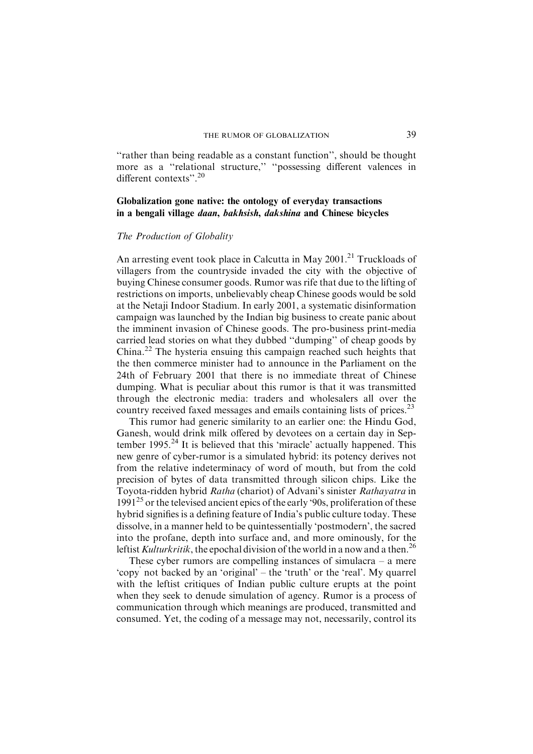"rather than being readable as a constant function", should be thought more as a "relational structure," "possessing different valences in different contexts".[20]

## Globalization gone native: the ontology of everyday transactions in a bengali village *daan*, *bakhsish*, *dakshina* and Chinese bicycles

### *The Production of Globality*

An arresting event took place in Calcutta in May 2001.[21] Truckloads of villagers from the countryside invaded the city with the objective of buying Chinese consumer goods. Rumor was rife that due to the lifting of restrictions on imports, unbelievably cheap Chinese goods would be sold at the Netaji Indoor Stadium. In early 2001, a systematic disinformation campaign was launched by the Indian big business to create panic about the imminent invasion of Chinese goods. The pro-business print-media carried lead stories on what they dubbed "dumping" of cheap goods by China.[22] The hysteria ensuing this campaign reached such heights that the then commerce minister had to announce in the Parliament on the 24th of February 2001 that there is no immediate threat of Chinese dumping. What is peculiar about this rumor is that it was transmitted through the electronic media: traders and wholesalers all over the country received faxed messages and emails containing lists of prices.[23]

This rumor had generic similarity to an earlier one: the Hindu God, Ganesh, would drink milk offered by devotees on a certain day in September 1995.[24] It is believed that this 'miracle' actually happened. This new genre of cyber-rumor is a simulated hybrid: its potency derives not from the relative indeterminacy of word of mouth, but from the cold precision of bytes of data transmitted through silicon chips. Like the Toyota-ridden hybrid *Ratha* (chariot) of Advani's sinister *Rathayatra* in 1991[25] or the televised ancient epics of the early '90s, proliferation of these hybrid signifies is a defining feature of India's public culture today. These dissolve, in a manner held to be quintessentially 'postmodern', the sacred into the profane, depth into surface and, and more ominously, for the leftist *Kulturkritik*, the epochal division of the world in a now and a then.[26]

These cyber rumors are compelling instances of simulacra – a mere 'copy' not backed by an 'original' – the 'truth' or the 'real'. My quarrel with the leftist critiques of Indian public culture erupts at the point when they seek to denude simulation of agency. Rumor is a process of communication through which meanings are produced, transmitted and consumed. Yet, the coding of a message may not, necessarily, control its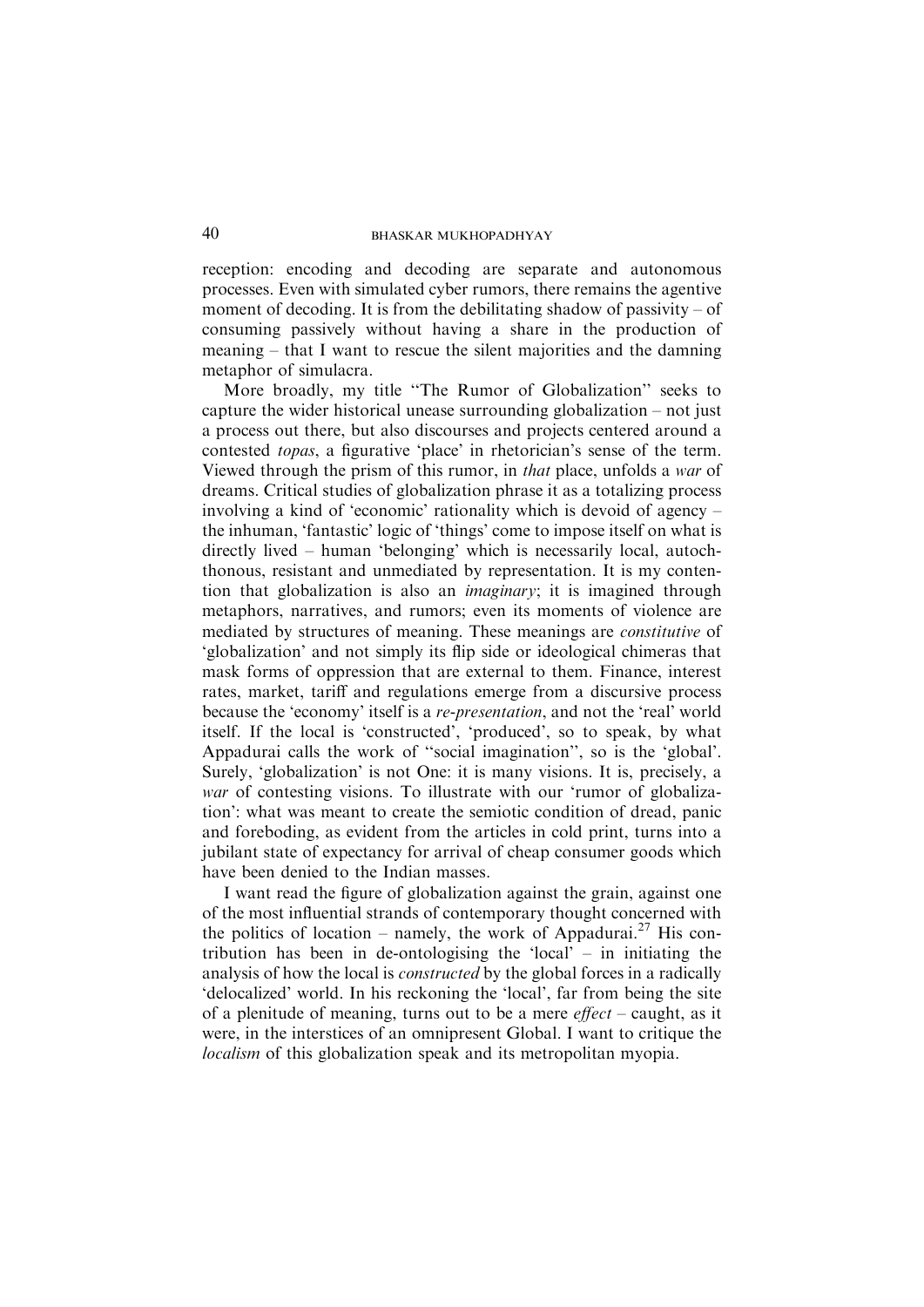reception: encoding and decoding are separate and autonomous processes. Even with simulated cyber rumors, there remains the agentive moment of decoding. It is from the debilitating shadow of passivity – of consuming passively without having a share in the production of meaning – that I want to rescue the silent majorities and the damning metaphor of simulacra.

More broadly, my title "The Rumor of Globalization" seeks to capture the wider historical unease surrounding globalization – not just a process out there, but also discourses and projects centered around a contested *topas*, a figurative 'place' in rhetorician's sense of the term. Viewed through the prism of this rumor, in *that* place, unfolds a *war* of dreams. Critical studies of globalization phrase it as a totalizing process involving a kind of 'economic' rationality which is devoid of agency – the inhuman, 'fantastic' logic of 'things' come to impose itself on what is directly lived – human 'belonging' which is necessarily local, autochthonous, resistant and unmediated by representation. It is my contention that globalization is also an *imaginary*; it is imagined through metaphors, narratives, and rumors; even its moments of violence are mediated by structures of meaning. These meanings are *constitutive* of 'globalization' and not simply its flip side or ideological chimeras that mask forms of oppression that are external to them. Finance, interest rates, market, tariff and regulations emerge from a discursive process because the 'economy' itself is a *re-presentation*, and not the 'real' world itself. If the local is 'constructed', 'produced', so to speak, by what Appadurai calls the work of "social imagination", so is the 'global'. Surely, 'globalization' is not One: it is many visions. It is, precisely, a *war* of contesting visions. To illustrate with our 'rumor of globalization': what was meant to create the semiotic condition of dread, panic and foreboding, as evident from the articles in cold print, turns into a jubilant state of expectancy for arrival of cheap consumer goods which have been denied to the Indian masses.

I want read the figure of globalization against the grain, against one of the most influential strands of contemporary thought concerned with the politics of location – namely, the work of Appadurai.[27] His contribution has been in de-ontologising the 'local' – in initiating the analysis of how the local is *constructed* by the global forces in a radically 'delocalized' world. In his reckoning the 'local', far from being the site of a plenitude of meaning, turns out to be a mere *effect* – caught, as it were, in the interstices of an omnipresent Global. I want to critique the *localism* of this globalization speak and its metropolitan myopia.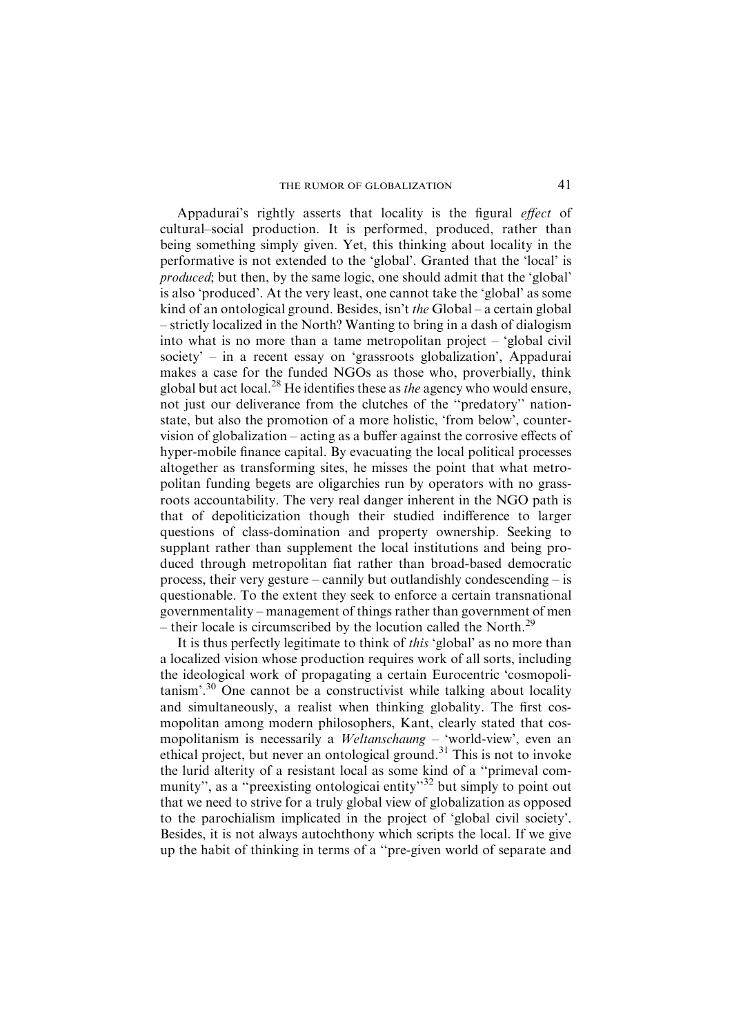Appadurai's rightly asserts that locality is the figural *effect* of cultural–social production. It is performed, produced, rather than being something simply given. Yet, this thinking about locality in the performative is not extended to the 'global'. Granted that the 'local' is *produced*; but then, by the same logic, one should admit that the 'global' is also 'produced'. At the very least, one cannot take the 'global' as some kind of an ontological ground. Besides, isn't *the* Global – a certain global – strictly localized in the North? Wanting to bring in a dash of dialogism into what is no more than a tame metropolitan project – 'global civil society' – in a recent essay on 'grassroots globalization', Appadurai makes a case for the funded NGOs as those who, proverbially, think global but act local.[28] He identifies these as *the* agency who would ensure, not just our deliverance from the clutches of the "predatory" nation-state, but also the promotion of a more holistic, 'from below', counter-vision of globalization – acting as a buffer against the corrosive effects of hyper-mobile finance capital. By evacuating the local political processes altogether as transforming sites, he misses the point that what metropolitan funding begets are oligarchies run by operators with no grassroots accountability. The very real danger inherent in the NGO path is that of depoliticization though their studied indifference to larger questions of class-domination and property ownership. Seeking to supplant rather than supplement the local institutions and being produced through metropolitan fiat rather than broad-based democratic process, their very gesture – cannily but outlandishly condescending – is questionable. To the extent they seek to enforce a certain transnational governmentality – management of things rather than government of men – their locale is circumscribed by the locution called the North.[29]

It is thus perfectly legitimate to think of *this* 'global' as no more than a localized vision whose production requires work of all sorts, including the ideological work of propagating a certain Eurocentric 'cosmopolitanism'.[30] One cannot be a constructivist while talking about locality and simultaneously, a realist when thinking globality. The first cosmopolitan among modern philosophers, Kant, clearly stated that cosmopolitanism is necessarily a *Weltanschaung* – 'world-view', even an ethical project, but never an ontological ground.[31] This is not to invoke the lurid alterity of a resistant local as some kind of a "primeval community", as a "preexisting ontologicai entity"[32] but simply to point out that we need to strive for a truly global view of globalization as opposed to the parochialism implicated in the project of 'global civil society'. Besides, it is not always autochthony which scripts the local. If we give up the habit of thinking in terms of a "pre-given world of separate and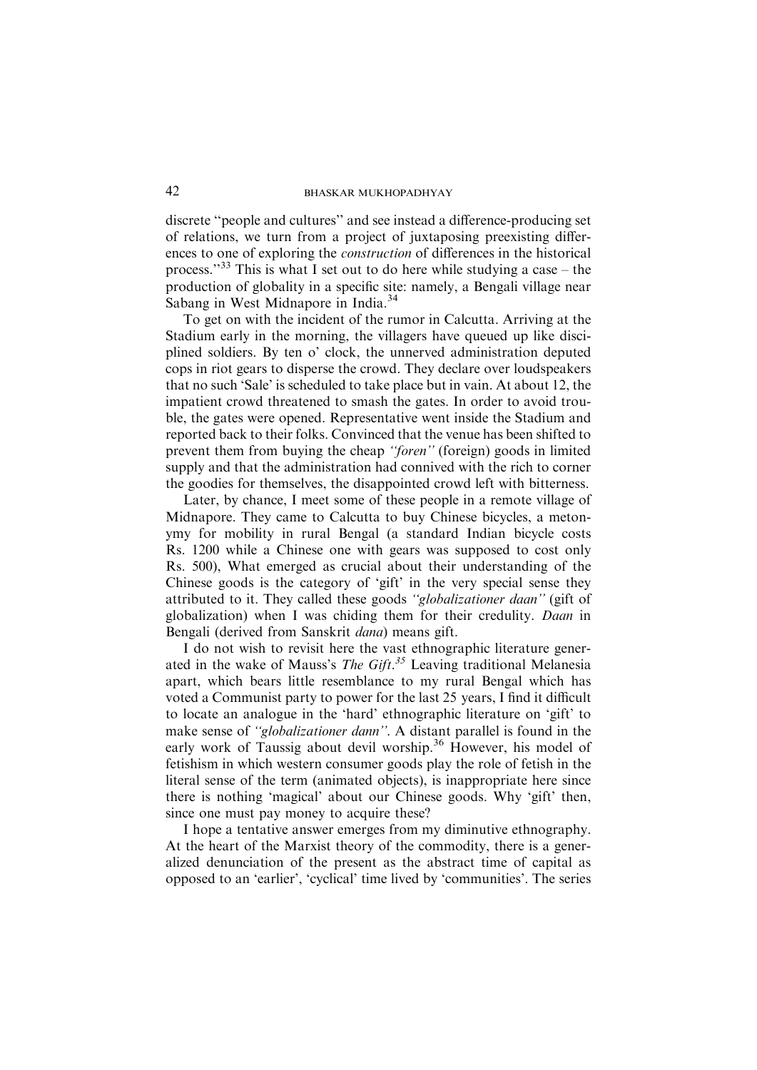discrete "people and cultures" and see instead a difference-producing set of relations, we turn from a project of juxtaposing preexisting differences to one of exploring the *construction* of differences in the historical process."[33] This is what I set out to do here while studying a case – the production of globality in a specific site: namely, a Bengali village near Sabang in West Midnapore in India.[34]

To get on with the incident of the rumor in Calcutta. Arriving at the Stadium early in the morning, the villagers have queued up like disciplined soldiers. By ten o' clock, the unnerved administration deputed cops in riot gears to disperse the crowd. They declare over loudspeakers that no such 'Sale' is scheduled to take place but in vain. At about 12, the impatient crowd threatened to smash the gates. In order to avoid trouble, the gates were opened. Representative went inside the Stadium and reported back to their folks. Convinced that the venue has been shifted to prevent them from buying the cheap *"foren"* (foreign) goods in limited supply and that the administration had connived with the rich to corner the goodies for themselves, the disappointed crowd left with bitterness.

Later, by chance, I meet some of these people in a remote village of Midnapore. They came to Calcutta to buy Chinese bicycles, a metonymy for mobility in rural Bengal (a standard Indian bicycle costs Rs. 1200 while a Chinese one with gears was supposed to cost only Rs. 500), What emerged as crucial about their understanding of the Chinese goods is the category of 'gift' in the very special sense they attributed to it. They called these goods *"globalizationer daan"* (gift of globalization) when I was chiding them for their credulity. *Daan* in Bengali (derived from Sanskrit *dana*) means gift.

I do not wish to revisit here the vast ethnographic literature generated in the wake of Mauss's *The Gift*.[35] Leaving traditional Melanesia apart, which bears little resemblance to my rural Bengal which has voted a Communist party to power for the last 25 years, I find it difficult to locate an analogue in the 'hard' ethnographic literature on 'gift' to make sense of *"globalizationer dann"*. A distant parallel is found in the early work of Taussig about devil worship.[36] However, his model of fetishism in which western consumer goods play the role of fetish in the literal sense of the term (animated objects), is inappropriate here since there is nothing 'magical' about our Chinese goods. Why 'gift' then, since one must pay money to acquire these?

I hope a tentative answer emerges from my diminutive ethnography. At the heart of the Marxist theory of the commodity, there is a generalized denunciation of the present as the abstract time of capital as opposed to an 'earlier', 'cyclical' time lived by 'communities'. The series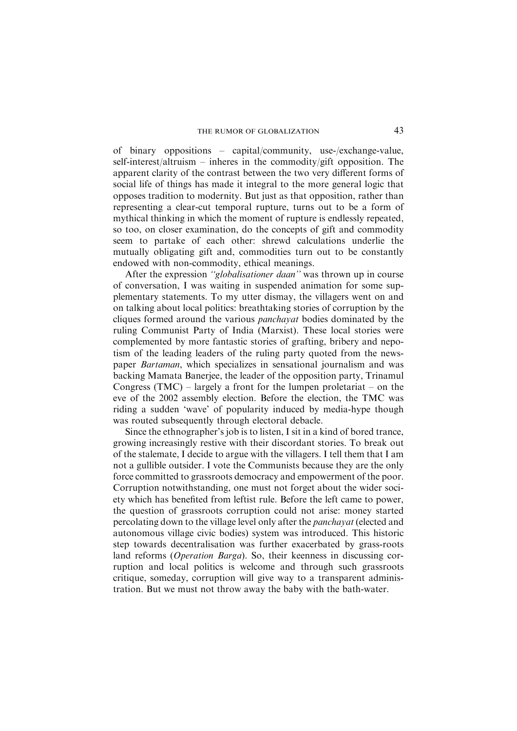of binary oppositions – capital/community, use-/exchange-value, self-interest/altruism – inheres in the commodity/gift opposition. The apparent clarity of the contrast between the two very different forms of social life of things has made it integral to the more general logic that opposes tradition to modernity. But just as that opposition, rather than representing a clear-cut temporal rupture, turns out to be a form of mythical thinking in which the moment of rupture is endlessly repeated, so too, on closer examination, do the concepts of gift and commodity seem to partake of each other: shrewd calculations underlie the mutually obligating gift and, commodities turn out to be constantly endowed with non-commodity, ethical meanings.

After the expression *"globalisationer daan"* was thrown up in course of conversation, I was waiting in suspended animation for some supplementary statements. To my utter dismay, the villagers went on and on talking about local politics: breathtaking stories of corruption by the cliques formed around the various *panchayat* bodies dominated by the ruling Communist Party of India (Marxist). These local stories were complemented by more fantastic stories of grafting, bribery and nepotism of the leading leaders of the ruling party quoted from the newspaper *Bartaman*, which specializes in sensational journalism and was backing Mamata Banerjee, the leader of the opposition party, Trinamul Congress (TMC) – largely a front for the lumpen proletariat – on the eve of the 2002 assembly election. Before the election, the TMC was riding a sudden 'wave' of popularity induced by media-hype though was routed subsequently through electoral debacle.

Since the ethnographer's job is to listen, I sit in a kind of bored trance, growing increasingly restive with their discordant stories. To break out of the stalemate, I decide to argue with the villagers. I tell them that I am not a gullible outsider. I vote the Communists because they are the only force committed to grassroots democracy and empowerment of the poor. Corruption notwithstanding, one must not forget about the wider society which has benefited from leftist rule. Before the left came to power, the question of grassroots corruption could not arise: money started percolating down to the village level only after the *panchayat* (elected and autonomous village civic bodies) system was introduced. This historic step towards decentralisation was further exacerbated by grass-roots land reforms (*Operation Barga*). So, their keenness in discussing corruption and local politics is welcome and through such grassroots critique, someday, corruption will give way to a transparent administration. But we must not throw away the baby with the bath-water.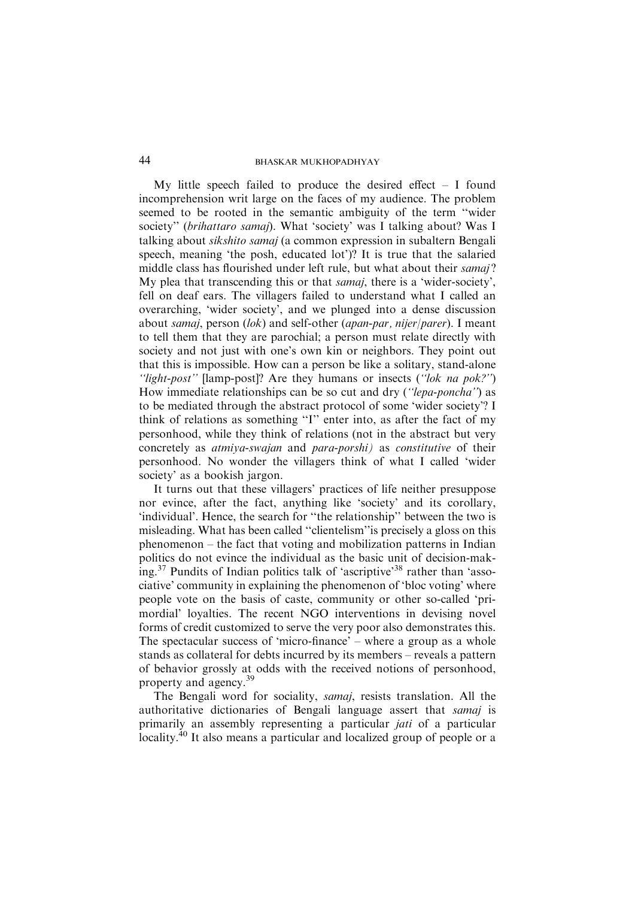My little speech failed to produce the desired effect – I found incomprehension writ large on the faces of my audience. The problem seemed to be rooted in the semantic ambiguity of the term ''wider society'' (*brihattaro samaj*). What 'society' was I talking about? Was I talking about *sikshito samaj* (a common expression in subaltern Bengali speech, meaning 'the posh, educated lot')? It is true that the salaried middle class has flourished under left rule, but what about their *samaj*? My plea that transcending this or that *samaj*, there is a 'wider-society', fell on deaf ears. The villagers failed to understand what I called an overarching, 'wider society', and we plunged into a dense discussion about *samaj*, person (*lok*) and self-other (*apan-par, nijer/parer*). I meant to tell them that they are parochial; a person must relate directly with society and not just with one's own kin or neighbors. They point out that this is impossible. How can a person be like a solitary, stand-alone *''light-post''* [lamp-post]? Are they humans or insects (*''lok na pok?''*) How immediate relationships can be so cut and dry (*''lepa-poncha''*) as to be mediated through the abstract protocol of some 'wider society'? I think of relations as something ''I'' enter into, as after the fact of my personhood, while they think of relations (not in the abstract but very concretely as *atmiya-swajan* and *para-porshi)* as *constitutive* of their personhood. No wonder the villagers think of what I called 'wider society' as a bookish jargon.

It turns out that these villagers' practices of life neither presuppose nor evince, after the fact, anything like 'society' and its corollary, 'individual'. Hence, the search for ''the relationship'' between the two is misleading. What has been called ''clientelism''is precisely a gloss on this phenomenon – the fact that voting and mobilization patterns in Indian politics do not evince the individual as the basic unit of decision-making.[37] Pundits of Indian politics talk of 'ascriptive'[38] rather than 'associative' community in explaining the phenomenon of 'bloc voting' where people vote on the basis of caste, community or other so-called 'primordial' loyalties. The recent NGO interventions in devising novel forms of credit customized to serve the very poor also demonstrates this. The spectacular success of 'micro-finance' – where a group as a whole stands as collateral for debts incurred by its members – reveals a pattern of behavior grossly at odds with the received notions of personhood, property and agency.[39]

The Bengali word for sociality, *samaj*, resists translation. All the authoritative dictionaries of Bengali language assert that *samaj* is primarily an assembly representing a particular *jati* of a particular locality.[40] It also means a particular and localized group of people or a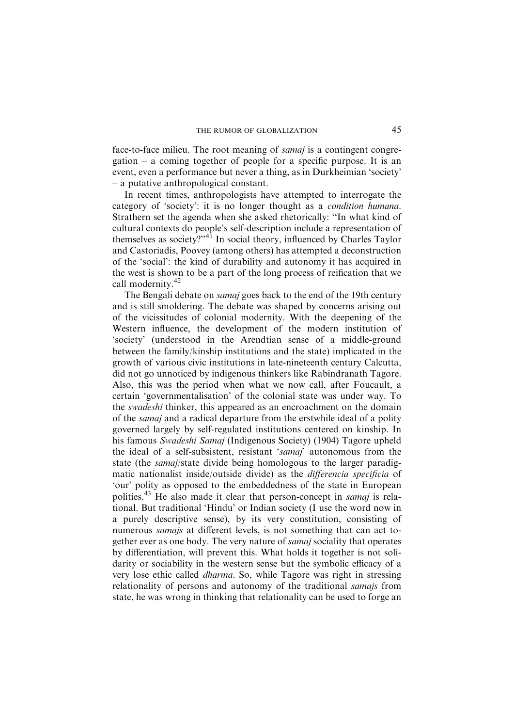face-to-face milieu. The root meaning of *samaj* is a contingent congregation – a coming together of people for a specific purpose. It is an event, even a performance but never a thing, as in Durkheimian 'society' – a putative anthropological constant.

In recent times, anthropologists have attempted to interrogate the category of 'society': it is no longer thought as a *condition humana*. Strathern set the agenda when she asked rhetorically: "In what kind of cultural contexts do people's self-description include a representation of themselves as society?"[41] In social theory, influenced by Charles Taylor and Castoriadis, Poovey (among others) has attempted a deconstruction of the 'social': the kind of durability and autonomy it has acquired in the west is shown to be a part of the long process of reification that we call modernity.[42]

The Bengali debate on *samaj* goes back to the end of the 19th century and is still smoldering. The debate was shaped by concerns arising out of the vicissitudes of colonial modernity. With the deepening of the Western influence, the development of the modern institution of 'society' (understood in the Arendtian sense of a middle-ground between the family/kinship institutions and the state) implicated in the growth of various civic institutions in late-nineteenth century Calcutta, did not go unnoticed by indigenous thinkers like Rabindranath Tagore. Also, this was the period when what we now call, after Foucault, a certain 'governmentalisation' of the colonial state was under way. To the *swadeshi* thinker, this appeared as an encroachment on the domain of the *samaj* and a radical departure from the erstwhile ideal of a polity governed largely by self-regulated institutions centered on kinship. In his famous *Swadeshi Samaj* (Indigenous Society) (1904) Tagore upheld the ideal of a self-subsistent, resistant '*samaj*' autonomous from the state (the *samaj*/state divide being homologous to the larger paradigmatic nationalist inside/outside divide) as the *differencia specificia* of 'our' polity as opposed to the embeddedness of the state in European polities.[43] He also made it clear that person-concept in *samaj* is relational. But traditional 'Hindu' or Indian society (I use the word now in a purely descriptive sense), by its very constitution, consisting of numerous *samajs* at different levels, is not something that can act together ever as one body. The very nature of *samaj* sociality that operates by differentiation, will prevent this. What holds it together is not solidarity or sociability in the western sense but the symbolic efficacy of a very lose ethic called *dharma*. So, while Tagore was right in stressing relationality of persons and autonomy of the traditional *samajs* from state, he was wrong in thinking that relationality can be used to forge an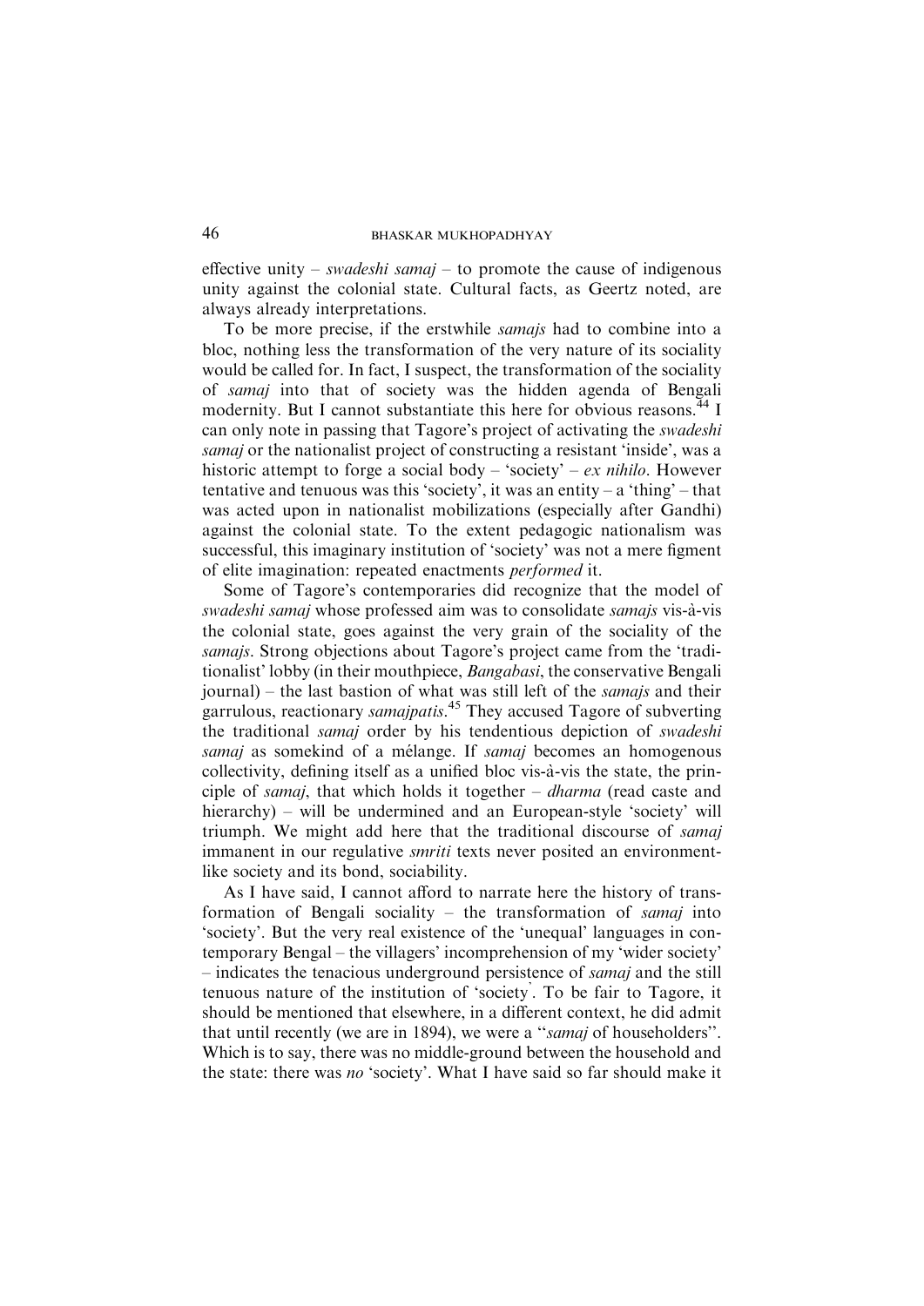effective unity – *swadeshi samaj* – to promote the cause of indigenous unity against the colonial state. Cultural facts, as Geertz noted, are always already interpretations.

To be more precise, if the erstwhile *samajs* had to combine into a bloc, nothing less the transformation of the very nature of its sociality would be called for. In fact, I suspect, the transformation of the sociality of *samaj* into that of society was the hidden agenda of Bengali modernity. But I cannot substantiate this here for obvious reasons.[44] I can only note in passing that Tagore's project of activating the *swadeshi samaj* or the nationalist project of constructing a resistant 'inside', was a historic attempt to forge a social body – 'society' – *ex nihilo*. However tentative and tenuous was this 'society', it was an entity – a 'thing' – that was acted upon in nationalist mobilizations (especially after Gandhi) against the colonial state. To the extent pedagogic nationalism was successful, this imaginary institution of 'society' was not a mere figment of elite imagination: repeated enactments *performed* it.

Some of Tagore's contemporaries did recognize that the model of *swadeshi samaj* whose professed aim was to consolidate *samajs* vis-à-vis the colonial state, goes against the very grain of the sociality of the *samajs*. Strong objections about Tagore's project came from the 'traditionalist' lobby (in their mouthpiece, *Bangabasi*, the conservative Bengali journal) – the last bastion of what was still left of the *samajs* and their garrulous, reactionary *samajpatis*.[45] They accused Tagore of subverting the traditional *samaj* order by his tendentious depiction of *swadeshi samaj* as somekind of a mélange. If *samaj* becomes an homogenous collectivity, defining itself as a unified bloc vis-à-vis the state, the principle of *samaj*, that which holds it together – *dharma* (read caste and hierarchy) – will be undermined and an European-style 'society' will triumph. We might add here that the traditional discourse of *samaj* immanent in our regulative *smriti* texts never posited an environment-like society and its bond, sociability.

As I have said, I cannot afford to narrate here the history of transformation of Bengali sociality – the transformation of *samaj* into 'society'. But the very real existence of the 'unequal' languages in contemporary Bengal – the villagers' incomprehension of my 'wider society' – indicates the tenacious underground persistence of *samaj* and the still tenuous nature of the institution of 'society'. To be fair to Tagore, it should be mentioned that elsewhere, in a different context, he did admit that until recently (we are in 1894), we were a "*samaj* of householders". Which is to say, there was no middle-ground between the household and the state: there was *no* 'society'. What I have said so far should make it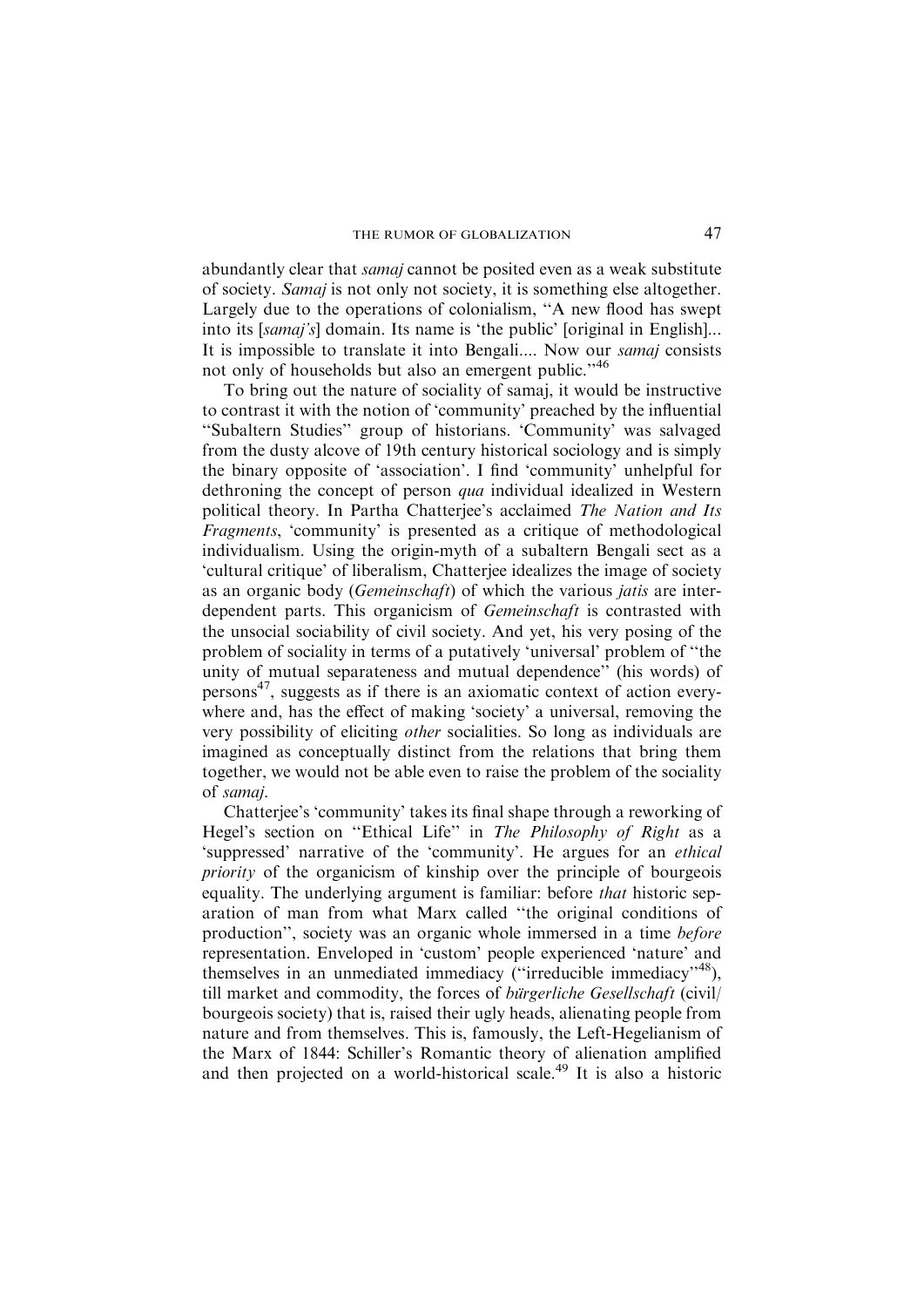abundantly clear that *samaj* cannot be posited even as a weak substitute of society. *Samaj* is not only not society, it is something else altogether. Largely due to the operations of colonialism, ''A new flood has swept into its [*samaj's*] domain. Its name is 'the public' [original in English]... It is impossible to translate it into Bengali.... Now our *samaj* consists not only of households but also an emergent public.''[46]

To bring out the nature of sociality of samaj, it would be instructive to contrast it with the notion of 'community' preached by the influential ''Subaltern Studies'' group of historians. 'Community' was salvaged from the dusty alcove of 19th century historical sociology and is simply the binary opposite of 'association'. I find 'community' unhelpful for dethroning the concept of person *qua* individual idealized in Western political theory. In Partha Chatterjee's acclaimed *The Nation and Its Fragments*, 'community' is presented as a critique of methodological individualism. Using the origin-myth of a subaltern Bengali sect as a 'cultural critique' of liberalism, Chatterjee idealizes the image of society as an organic body (*Gemeinschaft*) of which the various *jatis* are interdependent parts. This organicism of *Gemeinschaft* is contrasted with the unsocial sociability of civil society. And yet, his very posing of the problem of sociality in terms of a putatively 'universal' problem of ''the unity of mutual separateness and mutual dependence'' (his words) of persons[47], suggests as if there is an axiomatic context of action everywhere and, has the effect of making 'society' a universal, removing the very possibility of eliciting *other* socialities. So long as individuals are imagined as conceptually distinct from the relations that bring them together, we would not be able even to raise the problem of the sociality of *samaj*.

Chatterjee's 'community' takes its final shape through a reworking of Hegel's section on ''Ethical Life'' in *The Philosophy of Right* as a 'suppressed' narrative of the 'community'. He argues for an *ethical priority* of the organicism of kinship over the principle of bourgeois equality. The underlying argument is familiar: before *that* historic separation of man from what Marx called ''the original conditions of production'', society was an organic whole immersed in a time *before* representation. Enveloped in 'custom' people experienced 'nature' and themselves in an unmediated immediacy (''irreducible immediacy''[48]), till market and commodity, the forces of *bürgerliche Gesellschaft* (civil/bourgeois society) that is, raised their ugly heads, alienating people from nature and from themselves. This is, famously, the Left-Hegelianism of the Marx of 1844: Schiller's Romantic theory of alienation amplified and then projected on a world-historical scale.[49] It is also a historic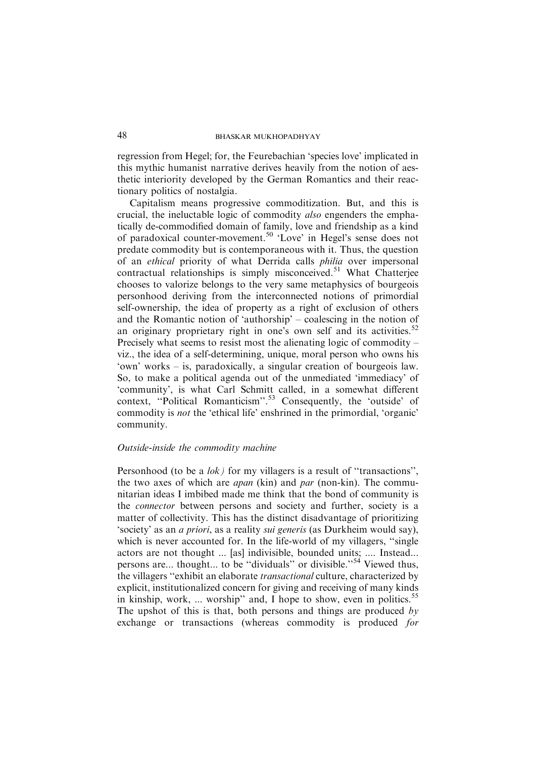regression from Hegel; for, the Feurebachian 'species love' implicated in this mythic humanist narrative derives heavily from the notion of aesthetic interiority developed by the German Romantics and their reactionary politics of nostalgia.

Capitalism means progressive commoditization. But, and this is crucial, the ineluctable logic of commodity *also* engenders the emphatically de-commodified domain of family, love and friendship as a kind of paradoxical counter-movement.[50] 'Love' in Hegel's sense does not predate commodity but is contemporaneous with it. Thus, the question of an *ethical* priority of what Derrida calls *philia* over impersonal contractual relationships is simply misconceived.[51] What Chatterjee chooses to valorize belongs to the very same metaphysics of bourgeois personhood deriving from the interconnected notions of primordial self-ownership, the idea of property as a right of exclusion of others and the Romantic notion of 'authorship' – coalescing in the notion of an originary proprietary right in one's own self and its activities.[52] Precisely what seems to resist most the alienating logic of commodity – viz., the idea of a self-determining, unique, moral person who owns his 'own' works – is, paradoxically, a singular creation of bourgeois law. So, to make a political agenda out of the unmediated 'immediacy' of 'community', is what Carl Schmitt called, in a somewhat different context, "Political Romanticism".[53] Consequently, the 'outside' of commodity is *not* the 'ethical life' enshrined in the primordial, 'organic' community.

### *Outside-inside the commodity machine*

Personhood (to be a *lok)* for my villagers is a result of "transactions", the two axes of which are *apan* (kin) and *par* (non-kin). The communitarian ideas I imbibed made me think that the bond of community is the *connector* between persons and society and further, society is a matter of collectivity. This has the distinct disadvantage of prioritizing 'society' as an *a priori*, as a reality *sui generis* (as Durkheim would say), which is never accounted for. In the life-world of my villagers, "single actors are not thought ... [as] indivisible, bounded units; .... Instead... persons are... thought... to be "dividuals" or divisible."[54] Viewed thus, the villagers "exhibit an elaborate *transactional* culture, characterized by explicit, institutionalized concern for giving and receiving of many kinds in kinship, work, ... worship" and, I hope to show, even in politics.[55] The upshot of this is that, both persons and things are produced *by* exchange or transactions (whereas commodity is produced *for*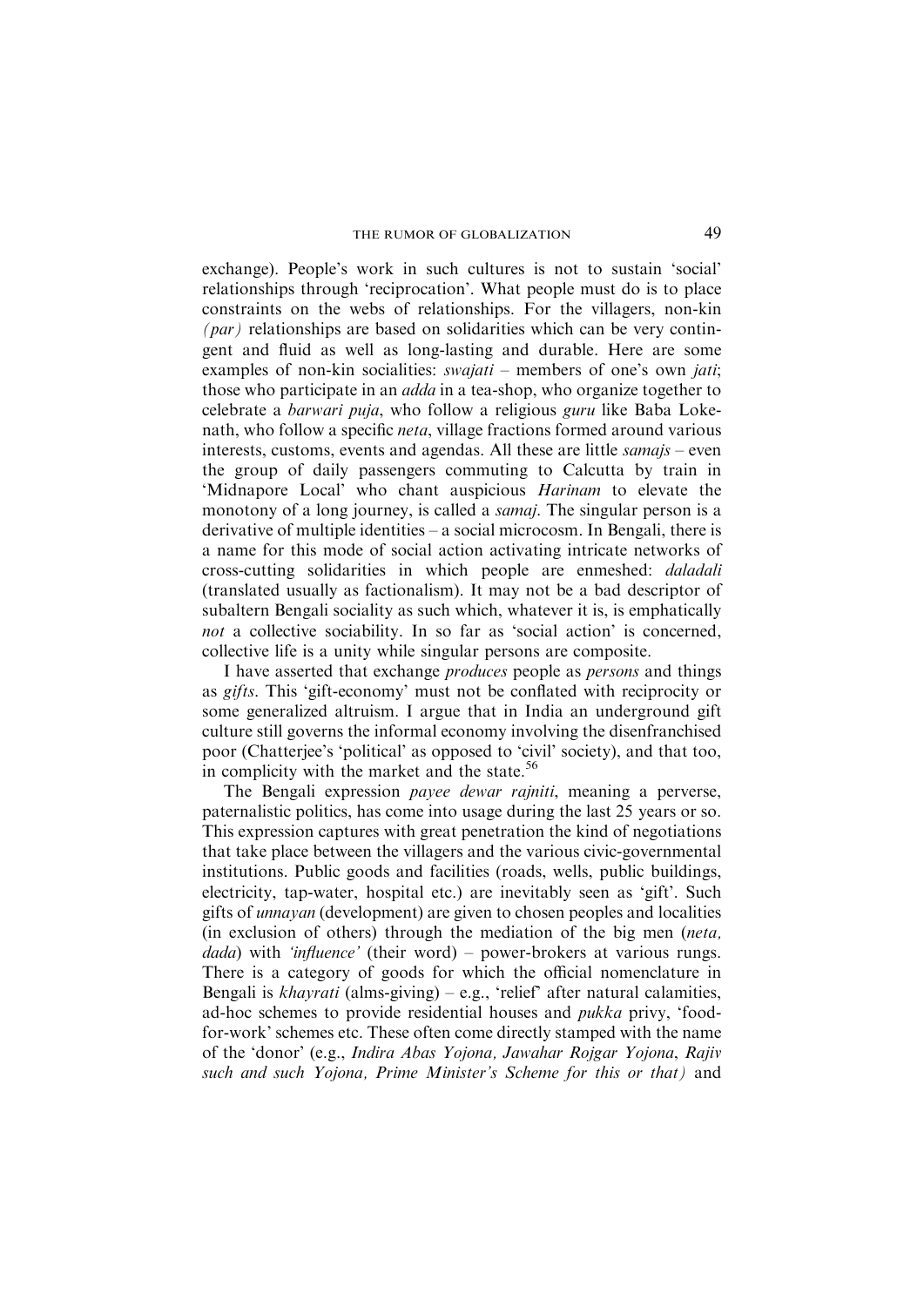exchange). People's work in such cultures is not to sustain 'social' relationships through 'reciprocation'. What people must do is to place constraints on the webs of relationships. For the villagers, non-kin *(par)* relationships are based on solidarities which can be very contingent and fluid as well as long-lasting and durable. Here are some examples of non-kin socialities: *swajati* – members of one's own *jati*; those who participate in an *adda* in a tea-shop, who organize together to celebrate a *barwari puja*, who follow a religious *guru* like Baba Lokenath, who follow a specific *neta*, village fractions formed around various interests, customs, events and agendas. All these are little *samajs* – even the group of daily passengers commuting to Calcutta by train in 'Midnapore Local' who chant auspicious *Harinam* to elevate the monotony of a long journey, is called a *samaj*. The singular person is a derivative of multiple identities – a social microcosm. In Bengali, there is a name for this mode of social action activating intricate networks of cross-cutting solidarities in which people are enmeshed: *daladali* (translated usually as factionalism). It may not be a bad descriptor of subaltern Bengali sociality as such which, whatever it is, is emphatically *not* a collective sociability. In so far as 'social action' is concerned, collective life is a unity while singular persons are composite.

I have asserted that exchange *produces* people as *persons* and things as *gifts*. This 'gift-economy' must not be conflated with reciprocity or some generalized altruism. I argue that in India an underground gift culture still governs the informal economy involving the disenfranchised poor (Chatterjee's 'political' as opposed to 'civil' society), and that too, in complicity with the market and the state.[56]

The Bengali expression *payee dewar rajniti*, meaning a perverse, paternalistic politics, has come into usage during the last 25 years or so. This expression captures with great penetration the kind of negotiations that take place between the villagers and the various civic-governmental institutions. Public goods and facilities (roads, wells, public buildings, electricity, tap-water, hospital etc.) are inevitably seen as 'gift'. Such gifts of *unnayan* (development) are given to chosen peoples and localities (in exclusion of others) through the mediation of the big men (*neta, dada*) with *'influence'* (their word) – power-brokers at various rungs. There is a category of goods for which the official nomenclature in Bengali is *khayrati* (alms-giving) – e.g., 'relief' after natural calamities, ad-hoc schemes to provide residential houses and *pukka* privy, 'food-for-work' schemes etc. These often come directly stamped with the name of the 'donor' (e.g., *Indira Abas Yojona, Jawahar Rojgar Yojona*, *Rajiv such and such Yojona, Prime Minister's Scheme for this or that)* and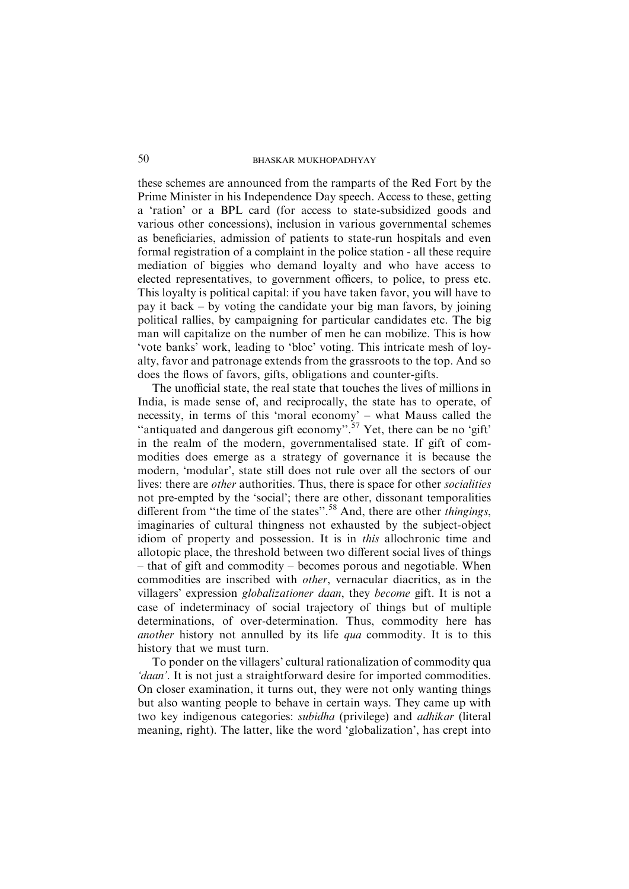these schemes are announced from the ramparts of the Red Fort by the Prime Minister in his Independence Day speech. Access to these, getting a 'ration' or a BPL card (for access to state-subsidized goods and various other concessions), inclusion in various governmental schemes as beneficiaries, admission of patients to state-run hospitals and even formal registration of a complaint in the police station - all these require mediation of biggies who demand loyalty and who have access to elected representatives, to government officers, to police, to press etc. This loyalty is political capital: if you have taken favor, you will have to pay it back – by voting the candidate your big man favors, by joining political rallies, by campaigning for particular candidates etc. The big man will capitalize on the number of men he can mobilize. This is how 'vote banks' work, leading to 'bloc' voting. This intricate mesh of loyalty, favor and patronage extends from the grassroots to the top. And so does the flows of favors, gifts, obligations and counter-gifts.

The unofficial state, the real state that touches the lives of millions in India, is made sense of, and reciprocally, the state has to operate, of necessity, in terms of this 'moral economy' – what Mauss called the "antiquated and dangerous gift economy".[57] Yet, there can be no 'gift' in the realm of the modern, governmentalised state. If gift of commodities does emerge as a strategy of governance it is because the modern, 'modular', state still does not rule over all the sectors of our lives: there are *other* authorities. Thus, there is space for other *socialities* not pre-empted by the 'social'; there are other, dissonant temporalities different from "the time of the states".[58] And, there are other *thingings*, imaginaries of cultural thingness not exhausted by the subject-object idiom of property and possession. It is in *this* allochronic time and allotopic place, the threshold between two different social lives of things – that of gift and commodity – becomes porous and negotiable. When commodities are inscribed with *other*, vernacular diacritics, as in the villagers' expression *globalizationer daan*, they *become* gift. It is not a case of indeterminacy of social trajectory of things but of multiple determinations, of over-determination. Thus, commodity here has *another* history not annulled by its life *qua* commodity. It is to this history that we must turn.

To ponder on the villagers' cultural rationalization of commodity qua *'daan'*. It is not just a straightforward desire for imported commodities. On closer examination, it turns out, they were not only wanting things but also wanting people to behave in certain ways. They came up with two key indigenous categories: *subidha* (privilege) and *adhikar* (literal meaning, right). The latter, like the word 'globalization', has crept into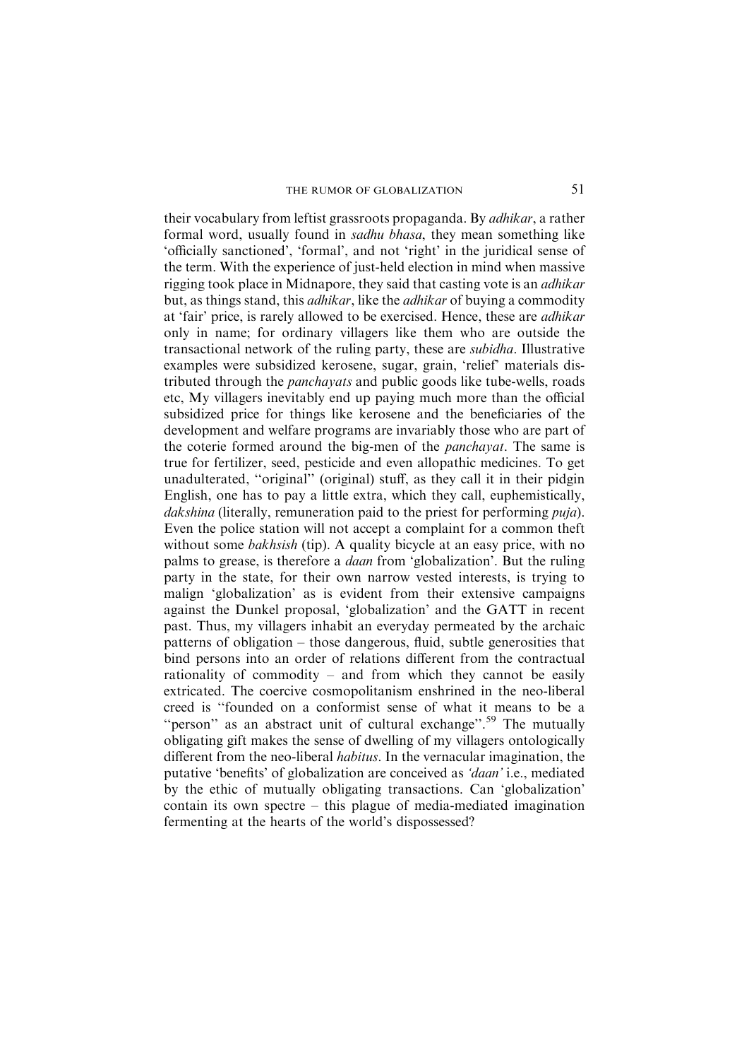their vocabulary from leftist grassroots propaganda. By *adhikar*, a rather formal word, usually found in *sadhu bhasa*, they mean something like 'officially sanctioned', 'formal', and not 'right' in the juridical sense of the term. With the experience of just-held election in mind when massive rigging took place in Midnapore, they said that casting vote is an *adhikar* but, as things stand, this *adhikar*, like the *adhikar* of buying a commodity at 'fair' price, is rarely allowed to be exercised. Hence, these are *adhikar* only in name; for ordinary villagers like them who are outside the transactional network of the ruling party, these are *subidha*. Illustrative examples were subsidized kerosene, sugar, grain, 'relief' materials distributed through the *panchayats* and public goods like tube-wells, roads etc, My villagers inevitably end up paying much more than the official subsidized price for things like kerosene and the beneficiaries of the development and welfare programs are invariably those who are part of the coterie formed around the big-men of the *panchayat*. The same is true for fertilizer, seed, pesticide and even allopathic medicines. To get unadulterated, ''original'' (original) stuff, as they call it in their pidgin English, one has to pay a little extra, which they call, euphemistically, *dakshina* (literally, remuneration paid to the priest for performing *puja*). Even the police station will not accept a complaint for a common theft without some *bakhsish* (tip). A quality bicycle at an easy price, with no palms to grease, is therefore a *daan* from 'globalization'. But the ruling party in the state, for their own narrow vested interests, is trying to malign 'globalization' as is evident from their extensive campaigns against the Dunkel proposal, 'globalization' and the GATT in recent past. Thus, my villagers inhabit an everyday permeated by the archaic patterns of obligation – those dangerous, fluid, subtle generosities that bind persons into an order of relations different from the contractual rationality of commodity – and from which they cannot be easily extricated. The coercive cosmopolitanism enshrined in the neo-liberal creed is ''founded on a conformist sense of what it means to be a ''person'' as an abstract unit of cultural exchange''.[59] The mutually obligating gift makes the sense of dwelling of my villagers ontologically different from the neo-liberal *habitus*. In the vernacular imagination, the putative 'benefits' of globalization are conceived as *'daan'* i.e., mediated by the ethic of mutually obligating transactions. Can 'globalization' contain its own spectre – this plague of media-mediated imagination fermenting at the hearts of the world's dispossessed?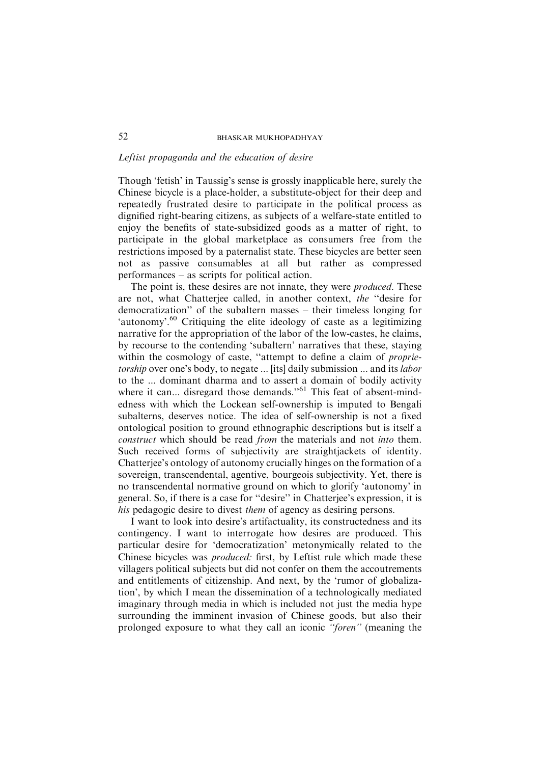*Leftist propaganda and the education of desire*

Though 'fetish' in Taussig's sense is grossly inapplicable here, surely the Chinese bicycle is a place-holder, a substitute-object for their deep and repeatedly frustrated desire to participate in the political process as dignified right-bearing citizens, as subjects of a welfare-state entitled to enjoy the benefits of state-subsidized goods as a matter of right, to participate in the global marketplace as consumers free from the restrictions imposed by a paternalist state. These bicycles are better seen not as passive consumables at all but rather as compressed performances – as scripts for political action.

The point is, these desires are not innate, they were *produced*. These are not, what Chatterjee called, in another context, *the* "desire for democratization" of the subaltern masses – their timeless longing for 'autonomy'.[60] Critiquing the elite ideology of caste as a legitimizing narrative for the appropriation of the labor of the low-castes, he claims, by recourse to the contending 'subaltern' narratives that these, staying within the cosmology of caste, "attempt to define a claim of *proprietorship* over one's body, to negate ... [its] daily submission ... and its *labor* to the ... dominant dharma and to assert a domain of bodily activity where it can... disregard those demands."[61] This feat of absent-mindedness with which the Lockean self-ownership is imputed to Bengali subalterns, deserves notice. The idea of self-ownership is not a fixed ontological position to ground ethnographic descriptions but is itself a *construct* which should be read *from* the materials and not *into* them. Such received forms of subjectivity are straightjackets of identity. Chatterjee's ontology of autonomy crucially hinges on the formation of a sovereign, transcendental, agentive, bourgeois subjectivity. Yet, there is no transcendental normative ground on which to glorify 'autonomy' in general. So, if there is a case for "desire" in Chatterjee's expression, it is *his* pedagogic desire to divest *them* of agency as desiring persons.

I want to look into desire's artifactuality, its constructedness and its contingency. I want to interrogate how desires are produced. This particular desire for 'democratization' metonymically related to the Chinese bicycles was *produced:* first, by Leftist rule which made these villagers political subjects but did not confer on them the accoutrements and entitlements of citizenship. And next, by the 'rumor of globalization', by which I mean the dissemination of a technologically mediated imaginary through media in which is included not just the media hype surrounding the imminent invasion of Chinese goods, but also their prolonged exposure to what they call an iconic *"foren"* (meaning the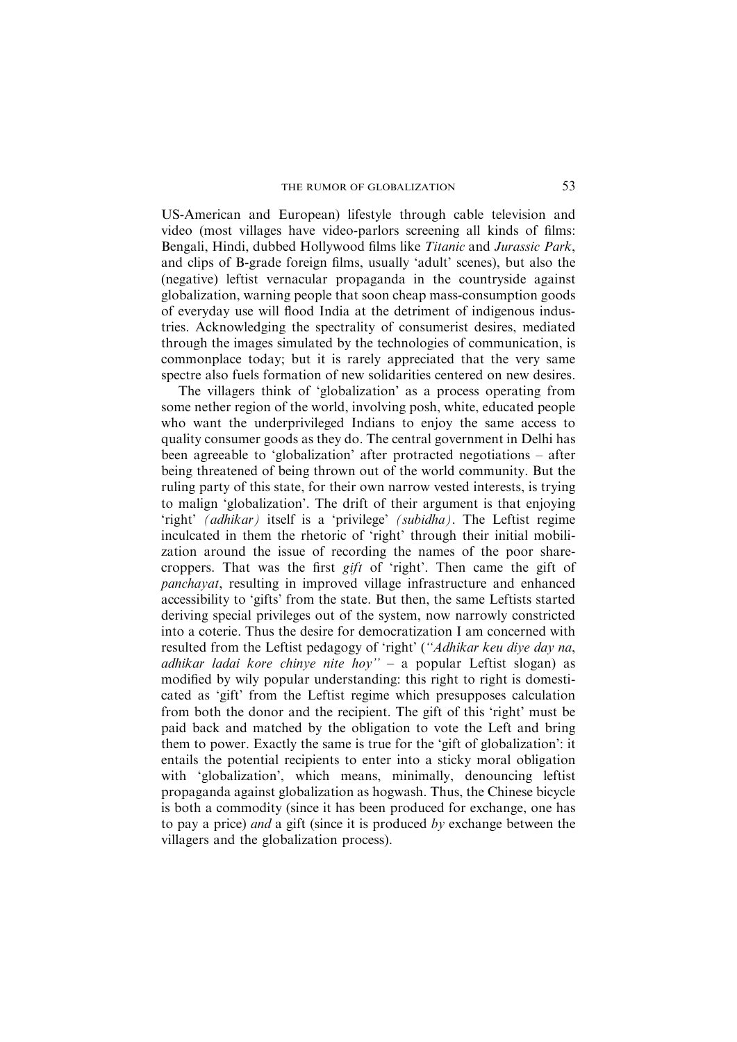US-American and European) lifestyle through cable television and video (most villages have video-parlors screening all kinds of films: Bengali, Hindi, dubbed Hollywood films like *Titanic* and *Jurassic Park*, and clips of B-grade foreign films, usually 'adult' scenes), but also the (negative) leftist vernacular propaganda in the countryside against globalization, warning people that soon cheap mass-consumption goods of everyday use will flood India at the detriment of indigenous industries. Acknowledging the spectrality of consumerist desires, mediated through the images simulated by the technologies of communication, is commonplace today; but it is rarely appreciated that the very same spectre also fuels formation of new solidarities centered on new desires.

The villagers think of 'globalization' as a process operating from some nether region of the world, involving posh, white, educated people who want the underprivileged Indians to enjoy the same access to quality consumer goods as they do. The central government in Delhi has been agreeable to 'globalization' after protracted negotiations – after being threatened of being thrown out of the world community. But the ruling party of this state, for their own narrow vested interests, is trying to malign 'globalization'. The drift of their argument is that enjoying 'right' *(adhikar)* itself is a 'privilege' *(subidha)*. The Leftist regime inculcated in them the rhetoric of 'right' through their initial mobilization around the issue of recording the names of the poor sharecroppers. That was the first *gift* of 'right'. Then came the gift of *panchayat*, resulting in improved village infrastructure and enhanced accessibility to 'gifts' from the state. But then, the same Leftists started deriving special privileges out of the system, now narrowly constricted into a coterie. Thus the desire for democratization I am concerned with resulted from the Leftist pedagogy of 'right' (*"Adhikar keu diye day na, adhikar ladai kore chinye nite hoy"* – a popular Leftist slogan) as modified by wily popular understanding: this right to right is domesticated as 'gift' from the Leftist regime which presupposes calculation from both the donor and the recipient. The gift of this 'right' must be paid back and matched by the obligation to vote the Left and bring them to power. Exactly the same is true for the 'gift of globalization': it entails the potential recipients to enter into a sticky moral obligation with 'globalization', which means, minimally, denouncing leftist propaganda against globalization as hogwash. Thus, the Chinese bicycle is both a commodity (since it has been produced for exchange, one has to pay a price) *and* a gift (since it is produced *by* exchange between the villagers and the globalization process).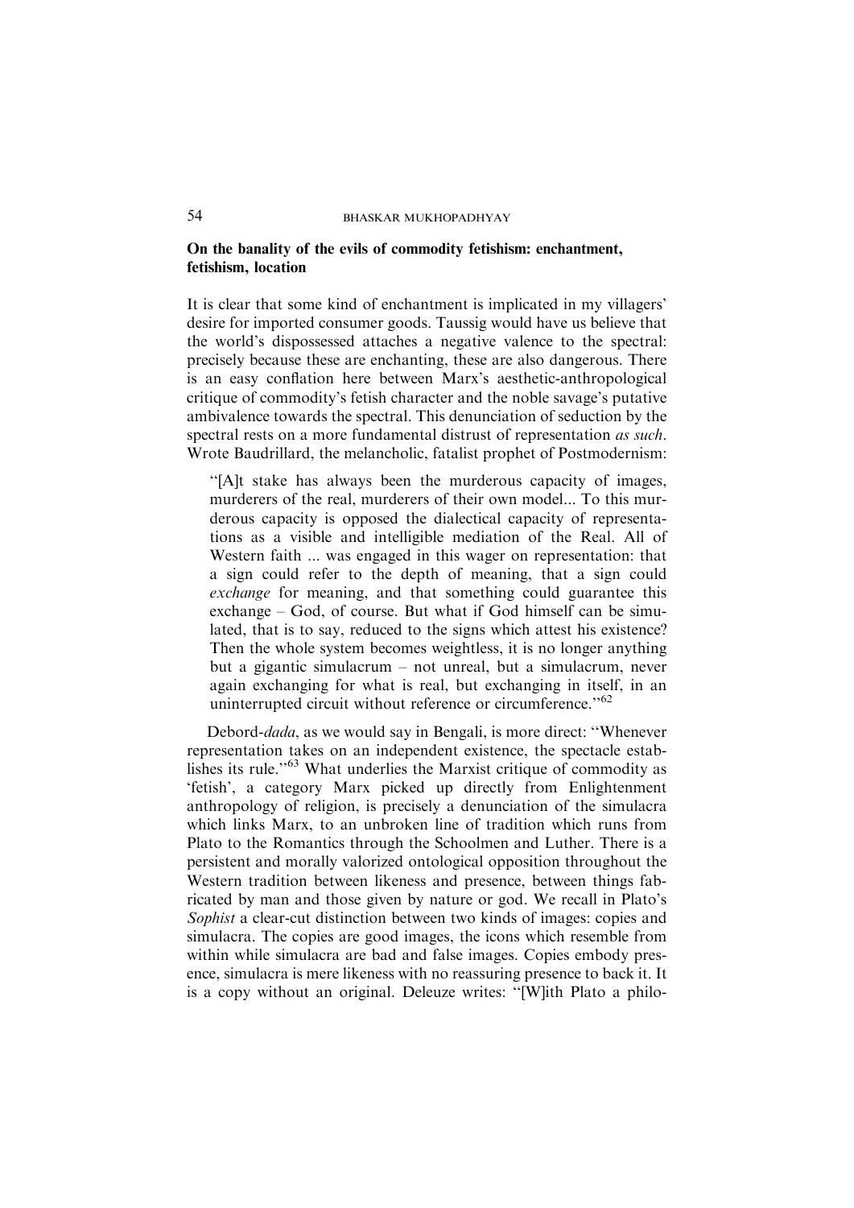### On the banality of the evils of commodity fetishism: enchantment, fetishism, location

It is clear that some kind of enchantment is implicated in my villagers' desire for imported consumer goods. Taussig would have us believe that the world's dispossessed attaches a negative valence to the spectral: precisely because these are enchanting, these are also dangerous. There is an easy conflation here between Marx's aesthetic-anthropological critique of commodity's fetish character and the noble savage's putative ambivalence towards the spectral. This denunciation of seduction by the spectral rests on a more fundamental distrust of representation *as such*. Wrote Baudrillard, the melancholic, fatalist prophet of Postmodernism:

> "[A]t stake has always been the murderous capacity of images, murderers of the real, murderers of their own model... To this murderous capacity is opposed the dialectical capacity of representations as a visible and intelligible mediation of the Real. All of Western faith ... was engaged in this wager on representation: that a sign could refer to the depth of meaning, that a sign could *exchange* for meaning, and that something could guarantee this exchange – God, of course. But what if God himself can be simulated, that is to say, reduced to the signs which attest his existence? Then the whole system becomes weightless, it is no longer anything but a gigantic simulacrum – not unreal, but a simulacrum, never again exchanging for what is real, but exchanging in itself, in an uninterrupted circuit without reference or circumference."[62]

Debord-*dada*, as we would say in Bengali, is more direct: "Whenever representation takes on an independent existence, the spectacle establishes its rule."[63] What underlies the Marxist critique of commodity as 'fetish', a category Marx picked up directly from Enlightenment anthropology of religion, is precisely a denunciation of the simulacra which links Marx, to an unbroken line of tradition which runs from Plato to the Romantics through the Schoolmen and Luther. There is a persistent and morally valorized ontological opposition throughout the Western tradition between likeness and presence, between things fabricated by man and those given by nature or god. We recall in Plato's *Sophist* a clear-cut distinction between two kinds of images: copies and simulacra. The copies are good images, the icons which resemble from within while simulacra are bad and false images. Copies embody presence, simulacra is mere likeness with no reassuring presence to back it. It is a copy without an original. Deleuze writes: "[W]ith Plato a philo-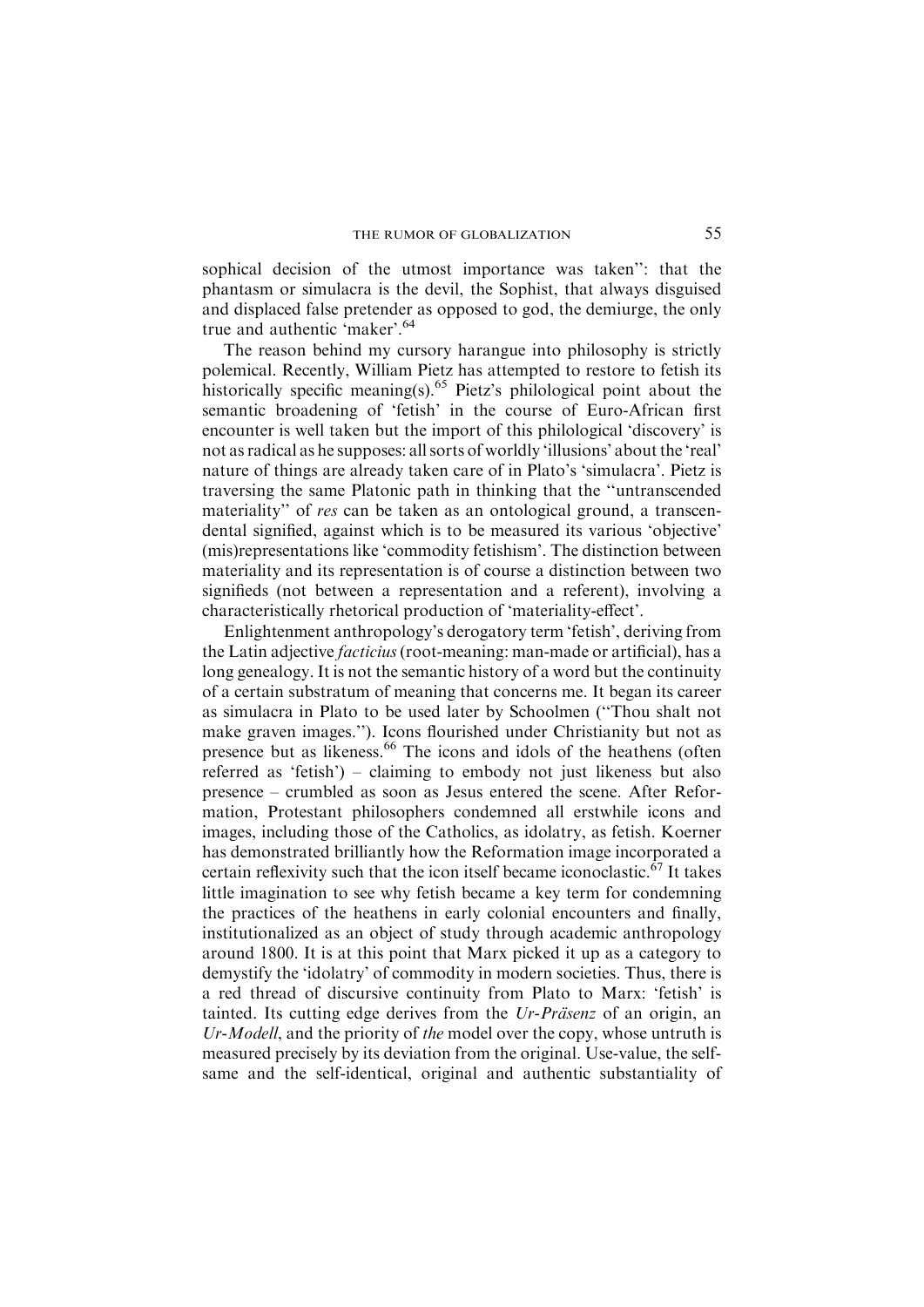sophical decision of the utmost importance was taken'': that the phantasm or simulacra is the devil, the Sophist, that always disguised and displaced false pretender as opposed to god, the demiurge, the only true and authentic 'maker'.[64]

The reason behind my cursory harangue into philosophy is strictly polemical. Recently, William Pietz has attempted to restore to fetish its historically specific meaning(s).[65] Pietz's philological point about the semantic broadening of 'fetish' in the course of Euro-African first encounter is well taken but the import of this philological 'discovery' is not as radical as he supposes: all sorts of worldly 'illusions' about the 'real' nature of things are already taken care of in Plato's 'simulacra'. Pietz is traversing the same Platonic path in thinking that the ''untranscended materiality'' of *res* can be taken as an ontological ground, a transcendental signified, against which is to be measured its various 'objective' (mis)representations like 'commodity fetishism'. The distinction between materiality and its representation is of course a distinction between two signifieds (not between a representation and a referent), involving a characteristically rhetorical production of 'materiality-effect'.

Enlightenment anthropology's derogatory term 'fetish', deriving from the Latin adjective *facticius* (root-meaning: man-made or artificial), has a long genealogy. It is not the semantic history of a word but the continuity of a certain substratum of meaning that concerns me. It began its career as simulacra in Plato to be used later by Schoolmen (''Thou shalt not make graven images.''). Icons flourished under Christianity but not as presence but as likeness.[66] The icons and idols of the heathens (often referred as 'fetish') – claiming to embody not just likeness but also presence – crumbled as soon as Jesus entered the scene. After Reformation, Protestant philosophers condemned all erstwhile icons and images, including those of the Catholics, as idolatry, as fetish. Koerner has demonstrated brilliantly how the Reformation image incorporated a certain reflexivity such that the icon itself became iconoclastic.[67] It takes little imagination to see why fetish became a key term for condemning the practices of the heathens in early colonial encounters and finally, institutionalized as an object of study through academic anthropology around 1800. It is at this point that Marx picked it up as a category to demystify the 'idolatry' of commodity in modern societies. Thus, there is a red thread of discursive continuity from Plato to Marx: 'fetish' is tainted. Its cutting edge derives from the *Ur-Präsenz* of an origin, an *Ur-Modell*, and the priority of *the* model over the copy, whose untruth is measured precisely by its deviation from the original. Use-value, the self-same and the self-identical, original and authentic substantiality of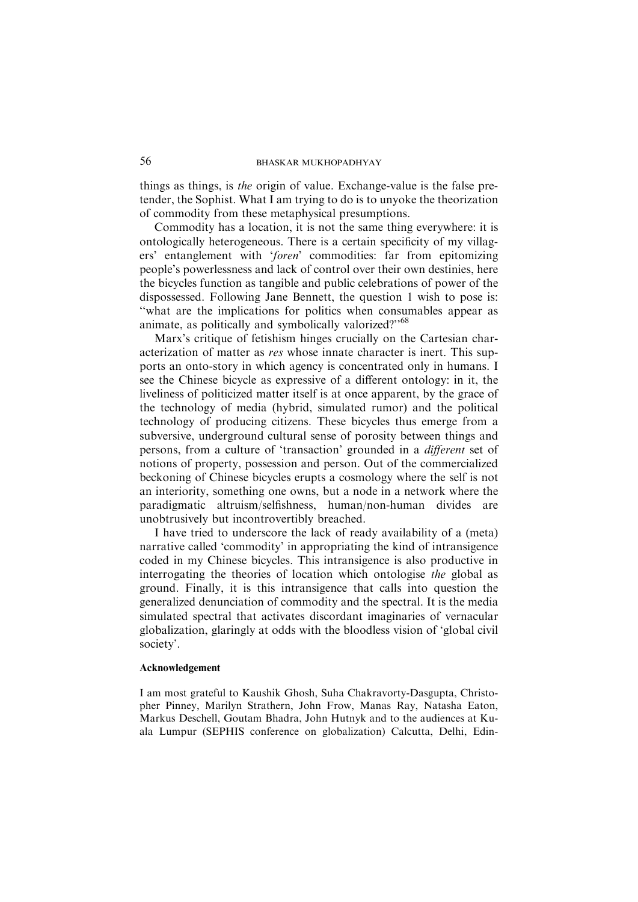things as things, is *the* origin of value. Exchange-value is the false pretender, the Sophist. What I am trying to do is to unyoke the theorization of commodity from these metaphysical presumptions.

Commodity has a location, it is not the same thing everywhere: it is ontologically heterogeneous. There is a certain specificity of my villagers' entanglement with '*foren*' commodities: far from epitomizing people's powerlessness and lack of control over their own destinies, here the bicycles function as tangible and public celebrations of power of the dispossessed. Following Jane Bennett, the question I wish to pose is: "what are the implications for politics when consumables appear as animate, as politically and symbolically valorized?"[68]

Marx's critique of fetishism hinges crucially on the Cartesian characterization of matter as *res* whose innate character is inert. This supports an onto-story in which agency is concentrated only in humans. I see the Chinese bicycle as expressive of a different ontology: in it, the liveliness of politicized matter itself is at once apparent, by the grace of the technology of media (hybrid, simulated rumor) and the political technology of producing citizens. These bicycles thus emerge from a subversive, underground cultural sense of porosity between things and persons, from a culture of 'transaction' grounded in a *different* set of notions of property, possession and person. Out of the commercialized beckoning of Chinese bicycles erupts a cosmology where the self is not an interiority, something one owns, but a node in a network where the paradigmatic altruism/selfishness, human/non-human divides are unobtrusively but incontrovertibly breached.

I have tried to underscore the lack of ready availability of a (meta) narrative called 'commodity' in appropriating the kind of intransigence coded in my Chinese bicycles. This intransigence is also productive in interrogating the theories of location which ontologise *the* global as ground. Finally, it is this intransigence that calls into question the generalized denunciation of commodity and the spectral. It is the media simulated spectral that activates discordant imaginaries of vernacular globalization, glaringly at odds with the bloodless vision of 'global civil society'.

**Acknowledgement**

I am most grateful to Kaushik Ghosh, Suha Chakravorty-Dasgupta, Christopher Pinney, Marilyn Strathern, John Frow, Manas Ray, Natasha Eaton, Markus Deschell, Goutam Bhadra, John Hutnyk and to the audiences at Kuala Lumpur (SEPHIS conference on globalization) Calcutta, Delhi, Edin-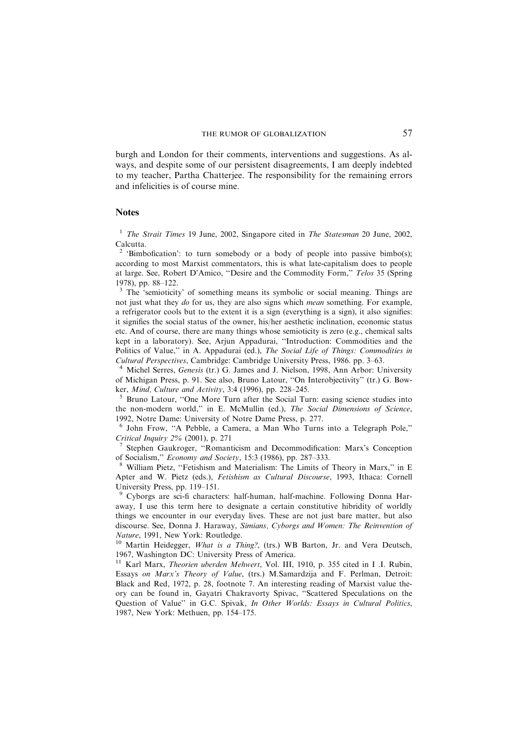burgh and London for their comments, interventions and suggestions. As always, and despite some of our persistent disagreements, I am deeply indebted to my teacher, Partha Chatterjee. The responsibility for the remaining errors and infelicities is of course mine.

## Notes

[1] *The Strait Times* 19 June, 2002, Singapore cited in *The Statesman* 20 June, 2002, Calcutta.

[2] 'Bimbofication': to turn somebody or a body of people into passive bimbo(s); according to most Marxist commentators, this is what late-capitalism does to people at large. See, Robert D'Amico, "Desire and the Commodity Form," *Telos* 35 (Spring 1978), pp. 88–122.

[3] The 'semioticity' of something means its symbolic or social meaning. Things are not just what they *do* for us, they are also signs which *mean* something. For example, a refrigerator cools but to the extent it is a sign (everything is a sign), it also signifies: it signifies the social status of the owner, his/her aesthetic inclination, economic status etc. And of course, there are many things whose semioticity is zero (e.g., chemical salts kept in a laboratory). See, Arjun Appadurai, "Introduction: Commodities and the Politics of Value," in A. Appadurai (ed.), *The Social Life of Things: Commodities in Cultural Perspectives*, Cambridge: Cambridge University Press, 1986. pp. 3–63.

[4] Michel Serres, *Genesis* (tr.) G. James and J. Nielson, 1998, Ann Arbor: University of Michigan Press, p. 91. See also, Bruno Latour, "On Interobjectivity" (tr.) G. Bowker, *Mind, Culture and Activity*, 3:4 (1996), pp. 228–245.

[5] Bruno Latour, "One More Turn after the Social Turn: easing science studies into the non-modern world," in E. McMullin (ed.), *The Social Dimensions of Science*, 1992, Notre Dame: University of Notre Dame Press, p. 277.

[6] John Frow, "A Pebble, a Camera, a Man Who Turns into a Telegraph Pole," *Critical Inquiry 2%* (2001), p. 271

[7] Stephen Gaukroger, "Romanticism and Decommodification: Marx's Conception of Socialism," *Economy and Society*, 15:3 (1986), pp. 287–333.

[8] William Pietz, "Fetishism and Materialism: The Limits of Theory in Marx," in E Apter and W. Pietz (eds.), *Fetishism as Cultural Discourse*, 1993, Ithaca: Cornell University Press, pp. 119–151.

[9] Cyborgs are sci-fi characters: half-human, half-machine. Following Donna Haraway, I use this term here to designate a certain constitutive hibridity of worldly things we encounter in our everyday lives. These are not just bare matter, but also discourse. See, Donna J. Haraway, *Simians, Cyborgs and Women: The Reinvention of Nature*, 1991, New York: Routledge.

[10] Martin Heidegger, *What is a Thing?*, (trs.) WB Barton, Jr. and Vera Deutsch, 1967, Washington DC: University Press of America.

[11] Karl Marx, *Theorien uberden Mehwert*, Vol. III, 1910, p. 355 cited in I .I. Rubin, Essays *on Marx's Theory of Value*, (trs.) M.Samardzija and F. Perlman, Detroit: Black and Red, 1972, p. 28, footnote 7. An interesting reading of Marxist value theory can be found in, Gayatri Chakravorty Spivac, "Scattered Speculations on the Question of Value" in G.C. Spivak, *In Other Worlds: Essays in Cultural Politics*, 1987, New York: Methuen, pp. 154–175.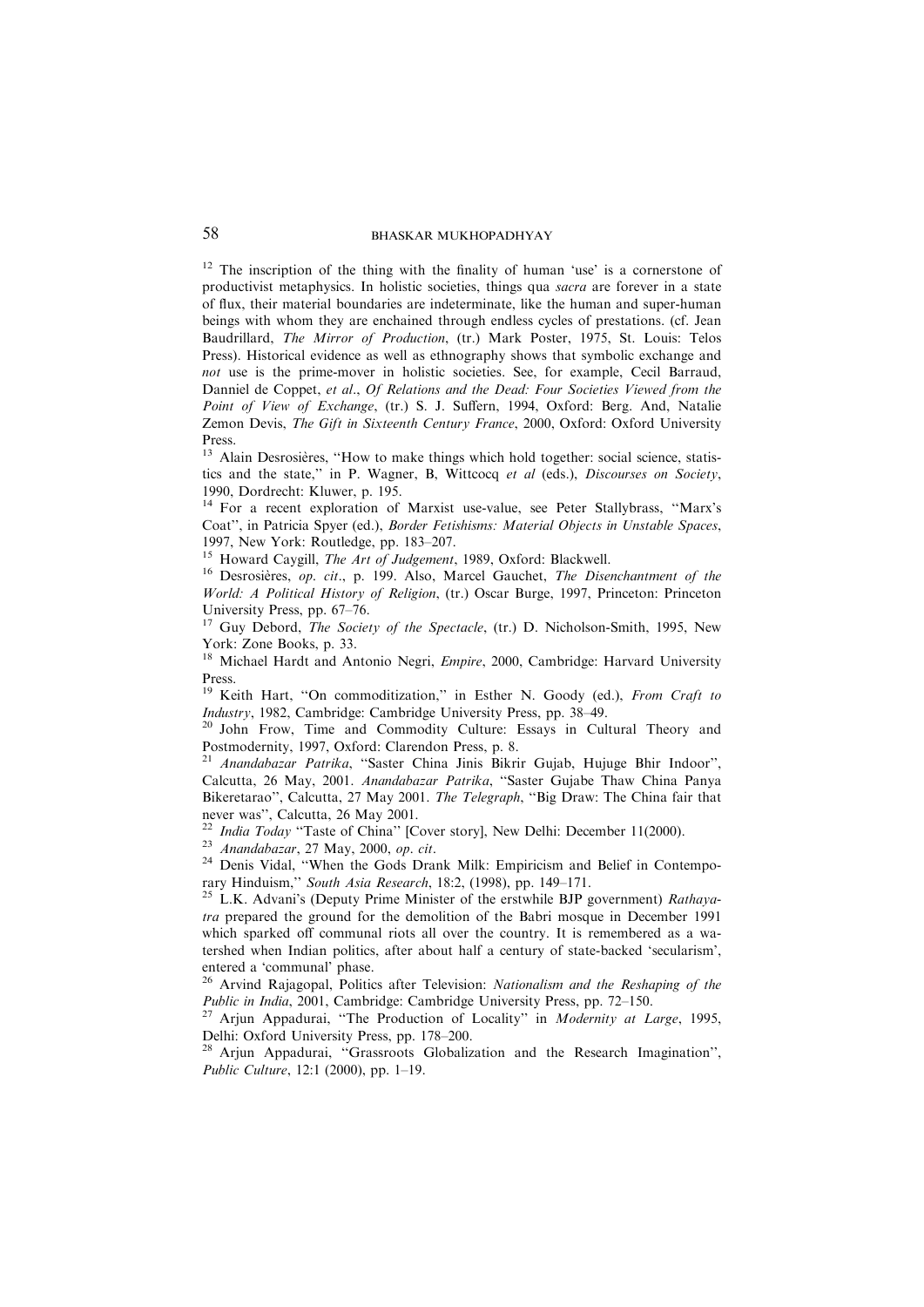[12] The inscription of the thing with the finality of human 'use' is a cornerstone of productivist metaphysics. In holistic societies, things qua *sacra* are forever in a state of flux, their material boundaries are indeterminate, like the human and super-human beings with whom they are enchained through endless cycles of prestations. (cf. Jean Baudrillard, *The Mirror of Production*, (tr.) Mark Poster, 1975, St. Louis: Telos Press). Historical evidence as well as ethnography shows that symbolic exchange and *not* use is the prime-mover in holistic societies. See, for example, Cecil Barraud, Danniel de Coppet, *et al*., *Of Relations and the Dead: Four Societies Viewed from the Point of View of Exchange*, (tr.) S. J. Suffern, 1994, Oxford: Berg. And, Natalie Zemon Devis, *The Gift in Sixteenth Century France*, 2000, Oxford: Oxford University Press.

[13] Alain Desrosières, "How to make things which hold together: social science, statistics and the state," in P. Wagner, B, Wittcocq *et al* (eds.), *Discourses on Society*, 1990, Dordrecht: Kluwer, p. 195.

[14] For a recent exploration of Marxist use-value, see Peter Stallybrass, "Marx's Coat", in Patricia Spyer (ed.), *Border Fetishisms: Material Objects in Unstable Spaces*, 1997, New York: Routledge, pp. 183–207.

[15] Howard Caygill, *The Art of Judgement*, 1989, Oxford: Blackwell.

[16] Desrosières, *op. cit*., p. 199. Also, Marcel Gauchet, *The Disenchantment of the World: A Political History of Religion*, (tr.) Oscar Burge, 1997, Princeton: Princeton University Press, pp. 67–76.

[17] Guy Debord, *The Society of the Spectacle*, (tr.) D. Nicholson-Smith, 1995, New York: Zone Books, p. 33.

[18] Michael Hardt and Antonio Negri, *Empire*, 2000, Cambridge: Harvard University Press.

[19] Keith Hart, "On commoditization," in Esther N. Goody (ed.), *From Craft to Industry*, 1982, Cambridge: Cambridge University Press, pp. 38–49.

[20] John Frow, Time and Commodity Culture: Essays in Cultural Theory and Postmodernity, 1997, Oxford: Clarendon Press, p. 8.

[21] *Anandabazar Patrika*, "Saster China Jinis Bikrir Gujab, Hujuge Bhir Indoor", Calcutta, 26 May, 2001. *Anandabazar Patrika*, "Saster Gujabe Thaw China Panya Bikeretarao", Calcutta, 27 May 2001. *The Telegraph*, "Big Draw: The China fair that never was", Calcutta, 26 May 2001.

[22] *India Today* "Taste of China" [Cover story], New Delhi: December 11(2000).

[23] *Anandabazar*, 27 May, 2000, *op. cit*.

[24] Denis Vidal, "When the Gods Drank Milk: Empiricism and Belief in Contemporary Hinduism," *South Asia Research*, 18:2, (1998), pp. 149–171.

[25] L.K. Advani's (Deputy Prime Minister of the erstwhile BJP government) *Rathayatra* prepared the ground for the demolition of the Babri mosque in December 1991 which sparked off communal riots all over the country. It is remembered as a watershed when Indian politics, after about half a century of state-backed 'secularism', entered a 'communal' phase.

[26] Arvind Rajagopal, Politics after Television: *Nationalism and the Reshaping of the Public in India*, 2001, Cambridge: Cambridge University Press, pp. 72–150.

[27] Arjun Appadurai, "The Production of Locality" in *Modernity at Large*, 1995, Delhi: Oxford University Press, pp. 178–200.

[28] Arjun Appadurai, "Grassroots Globalization and the Research Imagination", *Public Culture*, 12:1 (2000), pp. 1–19.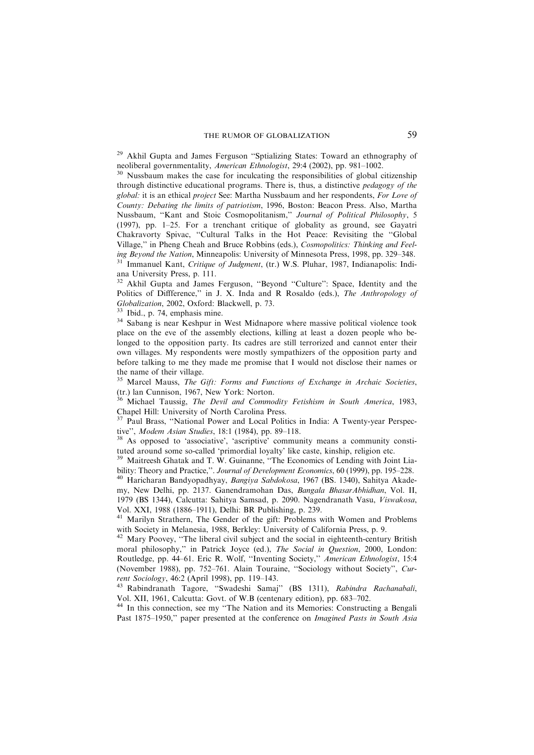[29] Akhil Gupta and James Ferguson "Sptializing States: Toward an ethnography of neoliberal governmentality, *American Ethnologist*, 29:4 (2002), pp. 981–1002.

[30] Nussbaum makes the case for inculcating the responsibilities of global citizenship through distinctive educational programs. There is, thus, a distinctive *pedagogy of the global:* it is an ethical *project* See: Martha Nussbaum and her respondents, *For Love of County: Debating the limits of patriotism*, 1996, Boston: Beacon Press. Also, Martha Nussbaum, "Kant and Stoic Cosmopolitanism," *Journal of Political Philosophy*, 5 (1997), pp. 1–25. For a trenchant critique of globality as ground, see Gayatri Chakravorty Spivac, "Cultural Talks in the Hot Peace: Revisiting the "Global Village," in Pheng Cheah and Bruce Robbins (eds.), *Cosmopolitics: Thinking and Feeling Beyond the Nation*, Minneapolis: University of Minnesota Press, 1998, pp. 329–348.

[31] Immanuel Kant, *Critique of Judgment*, (tr.) W.S. Pluhar, 1987, Indianapolis: Indiana University Press, p. 111.

[32] Akhil Gupta and James Ferguson, "Beyond "Culture": Space, Identity and the Politics of Diffference," in J. X. Inda and R Rosaldo (eds.), *The Anthropology of Globalization*, 2002, Oxford: Blackwell, p. 73.

[33] Ibid., p. 74, emphasis mine.

[34] Sabang is near Keshpur in West Midnapore where massive political violence took place on the eve of the assembly elections, killing at least a dozen people who belonged to the opposition party. Its cadres are still terrorized and cannot enter their own villages. My respondents were mostly sympathizers of the opposition party and before talking to me they made me promise that I would not disclose their names or the name of their village.

[35] Marcel Mauss, *The Gift: Forms and Functions of Exchange in Archaic Societies*, (tr.) lan Cunnison, 1967, New York: Norton.

[36] Michael Taussig, *The Devil and Commodity Fetishism in South America*, 1983, Chapel Hill: University of North Carolina Press.

[37] Paul Brass, "National Power and Local Politics in India: A Twenty-year Perspective", *Modem Asian Studies*, 18:1 (1984), pp. 89–118.

[38] As opposed to 'associative', 'ascriptive' community means a community constituted around some so-called 'primordial loyalty' like caste, kinship, religion etc.

[39] Maitreesh Ghatak and T. W. Guinanne, "The Economics of Lending with Joint Liability: Theory and Practice,". *Journal of Development Economics*, 60 (1999), pp. 195–228.

[40] Haricharan Bandyopadhyay, *Bangiya Sabdokosa*, 1967 (BS. 1340), Sahitya Akademy, New Delhi, pp. 2137. Ganendramohan Das, *Bangala BhasarAbhidhan*, Vol. II, 1979 (BS 1344), Calcutta: Sahitya Samsad, p. 2090. Nagendranath Vasu, *Viswakosa*, Vol. XXI, 1988 (1886–1911), Delhi: BR Publishing, p. 239.

[41] Marilyn Strathern, The Gender of the gift: Problems with Women and Problems with Society in Melanesia, 1988, Berkley: University of California Press, p. 9.

[42] Mary Poovey, "The liberal civil subject and the social in eighteenth-century British moral philosophy," in Patrick Joyce (ed.), *The Social in Question*, 2000, London: Routledge, pp. 44–61. Eric R. Wolf, "Inventing Society," *American Ethnologist*, 15:4 (November 1988), pp. 752–761. Alain Touraine, "Sociology without Society", *Current Sociology*, 46:2 (April 1998), pp. 119–143.

[43] Rabindranath Tagore, "Swadeshi Samaj" (BS 1311), *Rabindra Rachanabali*, Vol. XII, 1961, Calcutta: Govt. of W.B (centenary edition), pp. 683–702.

[44] In this connection, see my "The Nation and its Memories: Constructing a Bengali Past 1875–1950," paper presented at the conference on *Imagined Pasts in South Asia*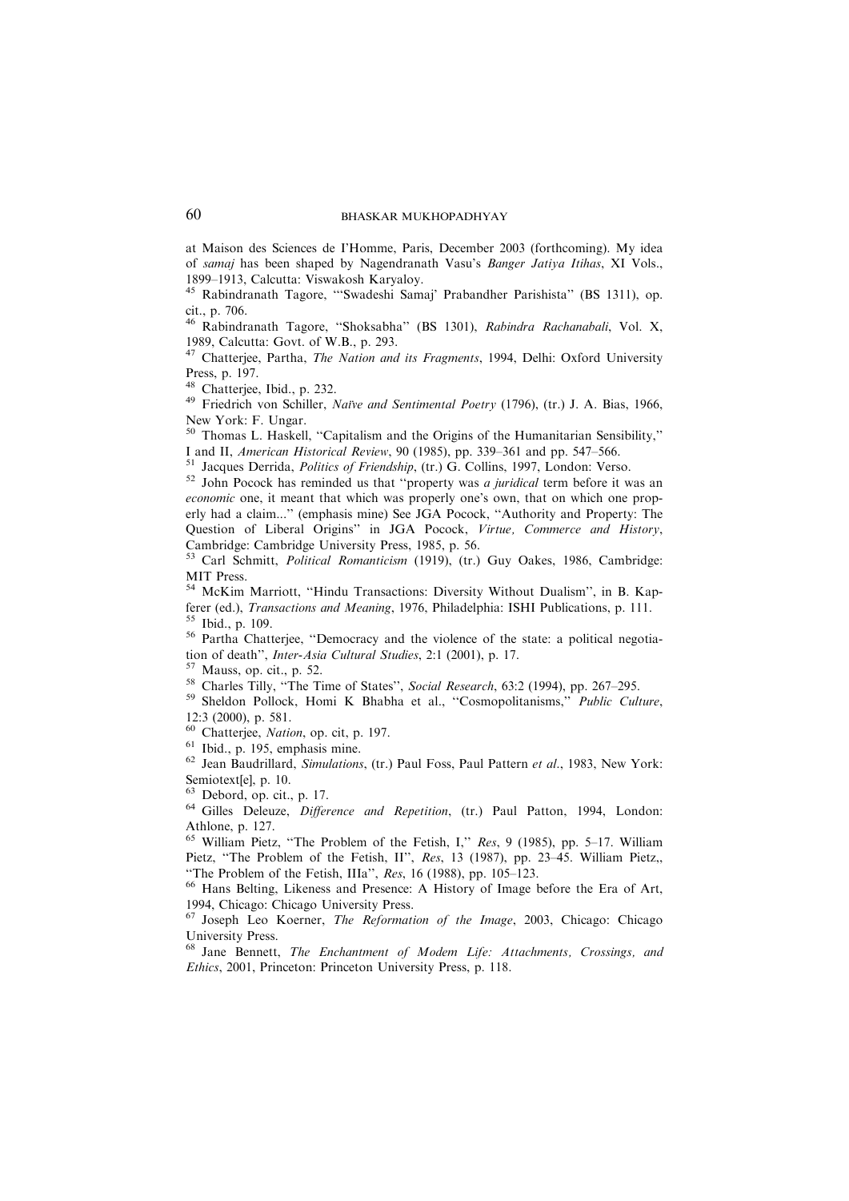at Maison des Sciences de I'Homme, Paris, December 2003 (forthcoming). My idea of *samaj* has been shaped by Nagendranath Vasu's *Banger Jatiya Itihas*, XI Vols., 1899–1913, Calcutta: Viswakosh Karyaloy.

[45] Rabindranath Tagore, "'Swadeshi Samaj' Prabandher Parishista" (BS 1311), op. cit., p. 706.

[46] Rabindranath Tagore, "Shoksabha" (BS 1301), *Rabindra Rachanabali*, Vol. X, 1989, Calcutta: Govt. of W.B., p. 293.

[47] Chatterjee, Partha, *The Nation and its Fragments*, 1994, Delhi: Oxford University Press, p. 197.

[48] Chatterjee, Ibid., p. 232.

[49] Friedrich von Schiller, *Naïve and Sentimental Poetry* (1796), (tr.) J. A. Bias, 1966, New York: F. Ungar.

[50] Thomas L. Haskell, "Capitalism and the Origins of the Humanitarian Sensibility," I and II, *American Historical Review*, 90 (1985), pp. 339–361 and pp. 547–566.

[51] Jacques Derrida, *Politics of Friendship*, (tr.) G. Collins, 1997, London: Verso.

[52] John Pocock has reminded us that "property was *a juridical* term before it was an *economic* one, it meant that which was properly one's own, that on which one properly had a claim..." (emphasis mine) See JGA Pocock, "Authority and Property: The Question of Liberal Origins" in JGA Pocock, *Virtue, Commerce and History*, Cambridge: Cambridge University Press, 1985, p. 56.

[53] Carl Schmitt, *Political Romanticism* (1919), (tr.) Guy Oakes, 1986, Cambridge: MIT Press.

[54] McKim Marriott, "Hindu Transactions: Diversity Without Dualism", in B. Kapferer (ed.), *Transactions and Meaning*, 1976, Philadelphia: ISHI Publications, p. 111.

[55] Ibid., p. 109.

[56] Partha Chatterjee, "Democracy and the violence of the state: a political negotiation of death", *Inter-Asia Cultural Studies*, 2:1 (2001), p. 17.

[57] Mauss, op. cit., p. 52.

[58] Charles Tilly, "The Time of States", *Social Research*, 63:2 (1994), pp. 267–295.

[59] Sheldon Pollock, Homi K Bhabha et al., "Cosmopolitanisms," *Public Culture*, 12:3 (2000), p. 581.

[60] Chatterjee, *Nation*, op. cit, p. 197.

[61] Ibid., p. 195, emphasis mine.

[62] Jean Baudrillard, *Simulations*, (tr.) Paul Foss, Paul Pattern *et al*., 1983, New York: Semiotext[e], p. 10.

[63] Debord, op. cit., p. 17.

[64] Gilles Deleuze, *Difference and Repetition*, (tr.) Paul Patton, 1994, London: Athlone, p. 127.

[65] William Pietz, "The Problem of the Fetish, I," *Res*, 9 (1985), pp. 5–17. William Pietz, "The Problem of the Fetish, II", *Res*, 13 (1987), pp. 23–45. William Pietz,, "The Problem of the Fetish, IIIa", *Res*, 16 (1988), pp. 105–123.

[66] Hans Belting, Likeness and Presence: A History of Image before the Era of Art, 1994, Chicago: Chicago University Press.

[67] Joseph Leo Koerner, *The Reformation of the Image*, 2003, Chicago: Chicago University Press.

[68] Jane Bennett, *The Enchantment of Modem Life: Attachments, Crossings, and Ethics*, 2001, Princeton: Princeton University Press, p. 118.